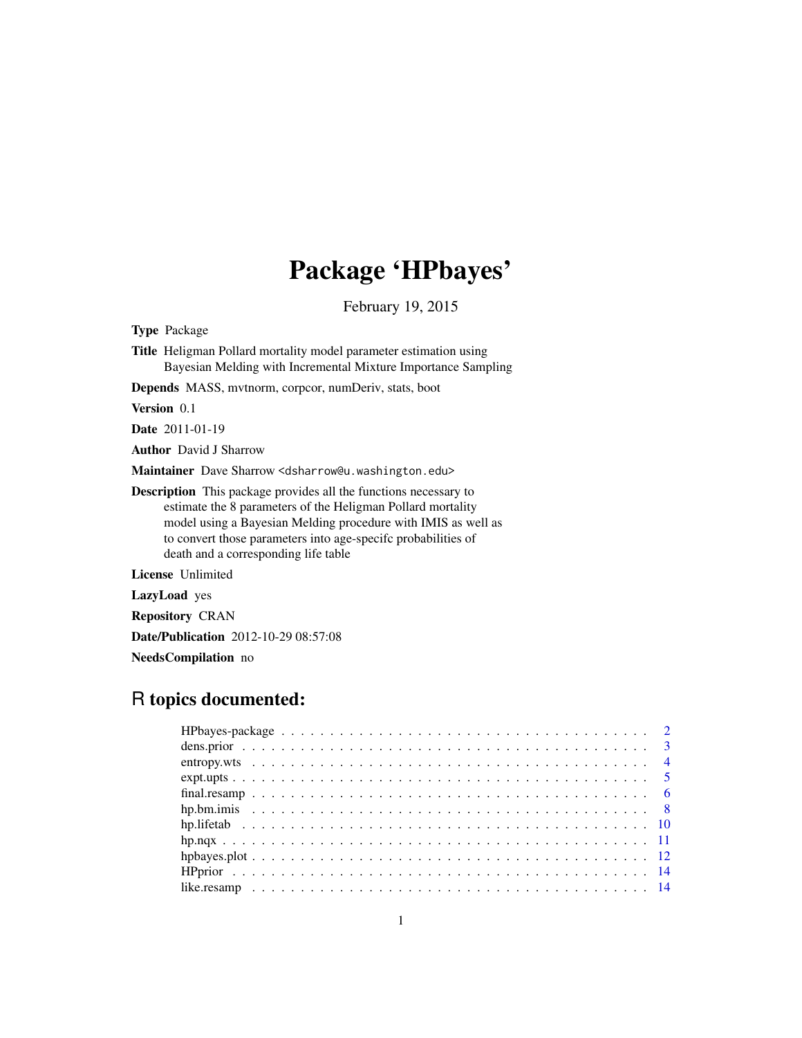# Package 'HPbayes'

February 19, 2015

**Type** Package

**Title** Heligman Pollard mortality model parameter estimation using Bayesian Melding with Incremental Mixture Importance Sampling

**Depends** MASS, mvtnorm, corpcor, numDeriv, stats, boot

**Version** 0.1

**Date** 2011-01-19

**Author** David J Sharrow

**Maintainer** Dave Sharrow <dsharrow@u.washington.edu>

**Description** This package provides all the functions necessary to estimate the 8 parameters of the Heligman Pollard mortality model using a Bayesian Melding procedure with IMIS as well as to convert those parameters into age-specifc probabilities of death and a corresponding life table

**License** Unlimited

**LazyLoad** yes

**Repository** CRAN

**Date/Publication** 2012-10-29 08:57:08

**NeedsCompilation** no

## R topics documented:

| | |
|---|---|
| HPbayes-package | 2 |
| dens.prior | 3 |
| entropy.wts | 4 |
| expt.upts | 5 |
| final.resamp | 6 |
| hp.bm.imis | 8 |
| hp.lifetab | 10 |
| hp.nqx | 11 |
| hpbayes.plot | 12 |
| HPprior | 14 |
| like.resamp | 14 |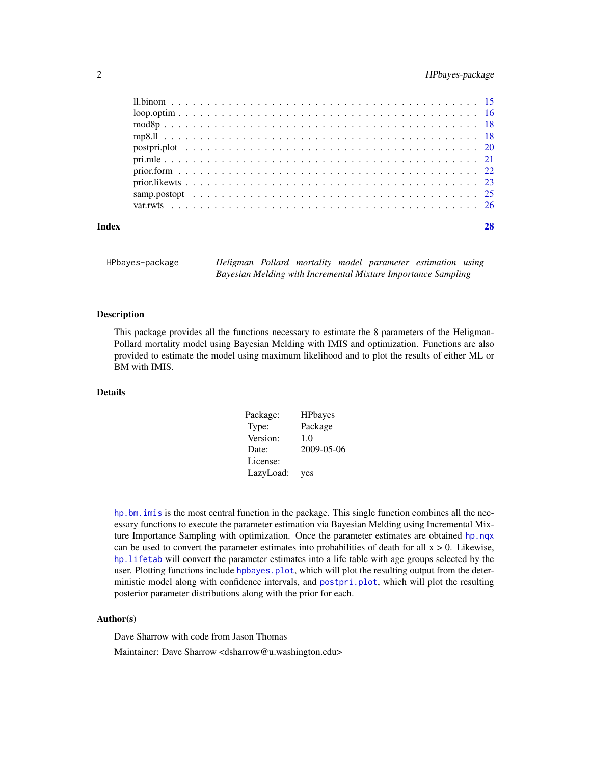ll.binom . . . . . . . . . . . . . . . . . . . . . . . . . . . . . . . . . . . . . . . . 15
loop.optim . . . . . . . . . . . . . . . . . . . . . . . . . . . . . . . . . . . . . . . 16
mod8p . . . . . . . . . . . . . . . . . . . . . . . . . . . . . . . . . . . . . . . . . 18
mp8.ll . . . . . . . . . . . . . . . . . . . . . . . . . . . . . . . . . . . . . . . . . 18
postpri.plot . . . . . . . . . . . . . . . . . . . . . . . . . . . . . . . . . . . . . . 20
pri.mle . . . . . . . . . . . . . . . . . . . . . . . . . . . . . . . . . . . . . . . . . 21
prior.form . . . . . . . . . . . . . . . . . . . . . . . . . . . . . . . . . . . . . . . 22
prior.likewts . . . . . . . . . . . . . . . . . . . . . . . . . . . . . . . . . . . . . . 23
samp.postopt . . . . . . . . . . . . . . . . . . . . . . . . . . . . . . . . . . . . . . 25
var.rwts . . . . . . . . . . . . . . . . . . . . . . . . . . . . . . . . . . . . . . . . 26

**Index** **28**

---

`HPbayes-package` *Heligman Pollard mortality model parameter estimation using Bayesian Melding with Incremental Mixture Importance Sampling*

---

## Description

This package provides all the functions necessary to estimate the 8 parameters of the Heligman-Pollard mortality model using Bayesian Melding with IMIS and optimization. Functions are also provided to estimate the model using maximum likelihood and to plot the results of either ML or BM with IMIS.

## Details

| | |
|---|---|
| Package: | HPbayes |
| Type: | Package |
| Version: | 1.0 |
| Date: | 2009-05-06 |
| License: | |
| LazyLoad: | yes |

`hp.bm.imis` is the most central function in the package. This single function combines all the necessary functions to execute the parameter estimation via Bayesian Melding using Incremental Mixture Importance Sampling with optimization. Once the parameter estimates are obtained `hp.nqx` can be used to convert the parameter estimates into probabilities of death for all x > 0. Likewise, `hp.lifetab` will convert the parameter estimates into a life table with age groups selected by the user. Plotting functions include `hpbayes.plot`, which will plot the resulting output from the deterministic model along with confidence intervals, and `postpri.plot`, which will plot the resulting posterior parameter distributions along with the prior for each.

## Author(s)

Dave Sharrow with code from Jason Thomas

Maintainer: Dave Sharrow <dsharrow@u.washington.edu>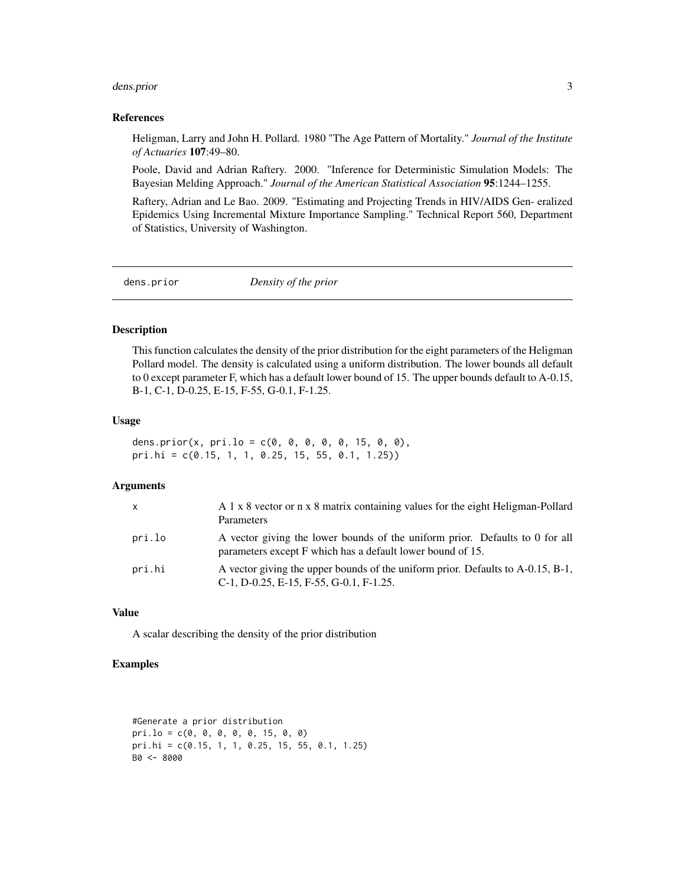### References

Heligman, Larry and John H. Pollard. 1980 "The Age Pattern of Mortality." *Journal of the Institute of Actuaries* **107**:49–80.

Poole, David and Adrian Raftery. 2000. "Inference for Deterministic Simulation Models: The Bayesian Melding Approach." *Journal of the American Statistical Association* **95**:1244–1255.

Raftery, Adrian and Le Bao. 2009. "Estimating and Projecting Trends in HIV/AIDS Gen- eralized Epidemics Using Incremental Mixture Importance Sampling." Technical Report 560, Department of Statistics, University of Washington.

---

## dens.prior — *Density of the prior*

### Description

This function calculates the density of the prior distribution for the eight parameters of the Heligman Pollard model. The density is calculated using a uniform distribution. The lower bounds all default to 0 except parameter F, which has a default lower bound of 15. The upper bounds default to A-0.15, B-1, C-1, D-0.25, E-15, F-55, G-0.1, F-1.25.

### Usage

```
dens.prior(x, pri.lo = c(0, 0, 0, 0, 0, 15, 0, 0),
pri.hi = c(0.15, 1, 1, 0.25, 15, 55, 0.1, 1.25))
```

### Arguments

| | |
|---|---|
| x | A 1 x 8 vector or n x 8 matrix containing values for the eight Heligman-Pollard Parameters |
| pri.lo | A vector giving the lower bounds of the uniform prior. Defaults to 0 for all parameters except F which has a default lower bound of 15. |
| pri.hi | A vector giving the upper bounds of the uniform prior. Defaults to A-0.15, B-1, C-1, D-0.25, E-15, F-55, G-0.1, F-1.25. |

### Value

A scalar describing the density of the prior distribution

### Examples

```
#Generate a prior distribution
pri.lo = c(0, 0, 0, 0, 0, 15, 0, 0)
pri.hi = c(0.15, 1, 1, 0.25, 15, 55, 0.1, 1.25)
B0 <- 8000
```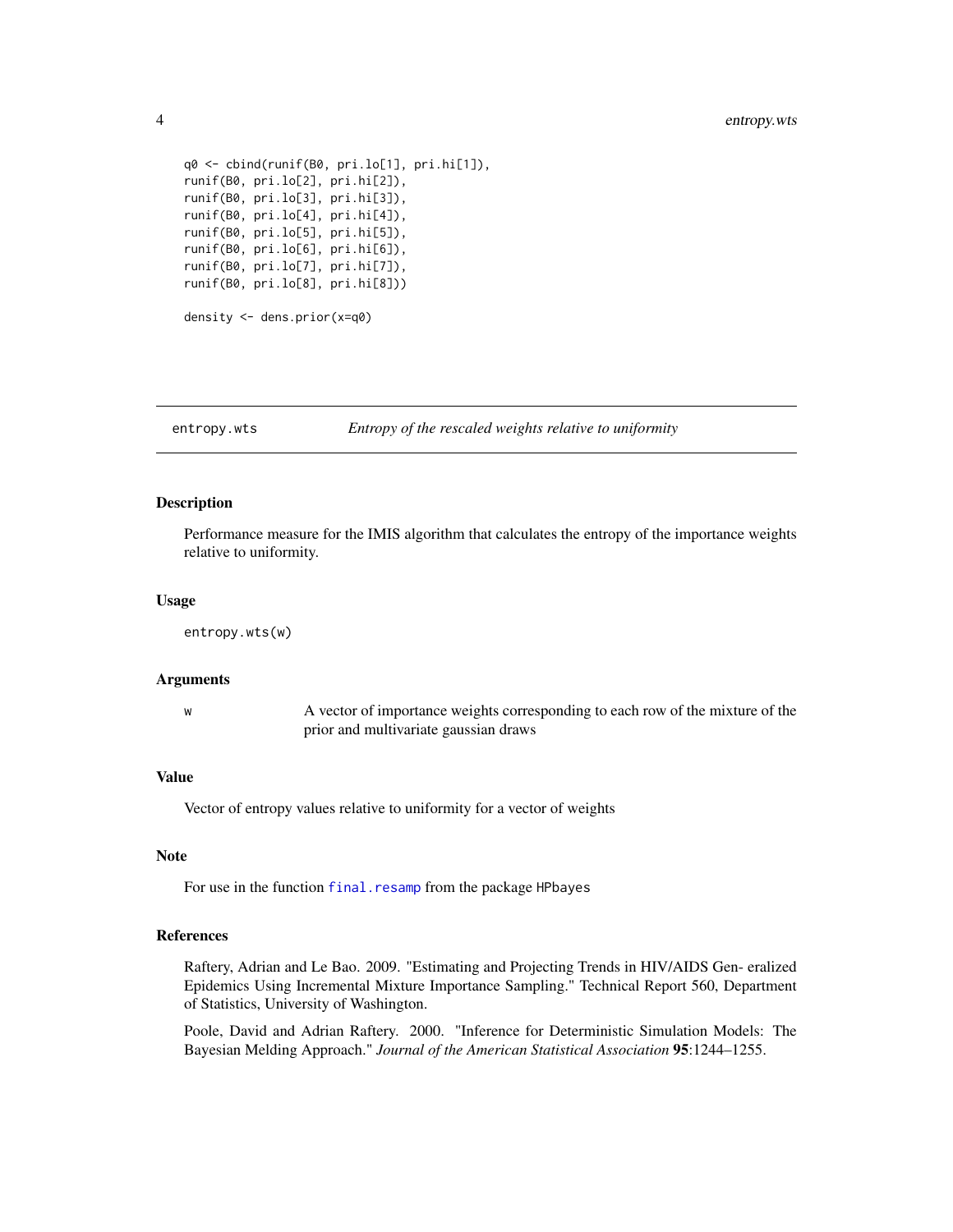```
q0 <- cbind(runif(B0, pri.lo[1], pri.hi[1]),
runif(B0, pri.lo[2], pri.hi[2]),
runif(B0, pri.lo[3], pri.hi[3]),
runif(B0, pri.lo[4], pri.hi[4]),
runif(B0, pri.lo[5], pri.hi[5]),
runif(B0, pri.lo[6], pri.hi[6]),
runif(B0, pri.lo[7], pri.hi[7]),
runif(B0, pri.lo[8], pri.hi[8]))

density <- dens.prior(x=q0)
```

## entropy.wts — *Entropy of the rescaled weights relative to uniformity*

### Description

Performance measure for the IMIS algorithm that calculates the entropy of the importance weights relative to uniformity.

### Usage

```
entropy.wts(w)
```

### Arguments

| | |
|---|---|
| w | A vector of importance weights corresponding to each row of the mixture of the prior and multivariate gaussian draws |

### Value

Vector of entropy values relative to uniformity for a vector of weights

### Note

For use in the function `final.resamp` from the package HPbayes

### References

Raftery, Adrian and Le Bao. 2009. "Estimating and Projecting Trends in HIV/AIDS Gen- eralized Epidemics Using Incremental Mixture Importance Sampling." Technical Report 560, Department of Statistics, University of Washington.

Poole, David and Adrian Raftery. 2000. "Inference for Deterministic Simulation Models: The Bayesian Melding Approach." *Journal of the American Statistical Association* **95**:1244–1255.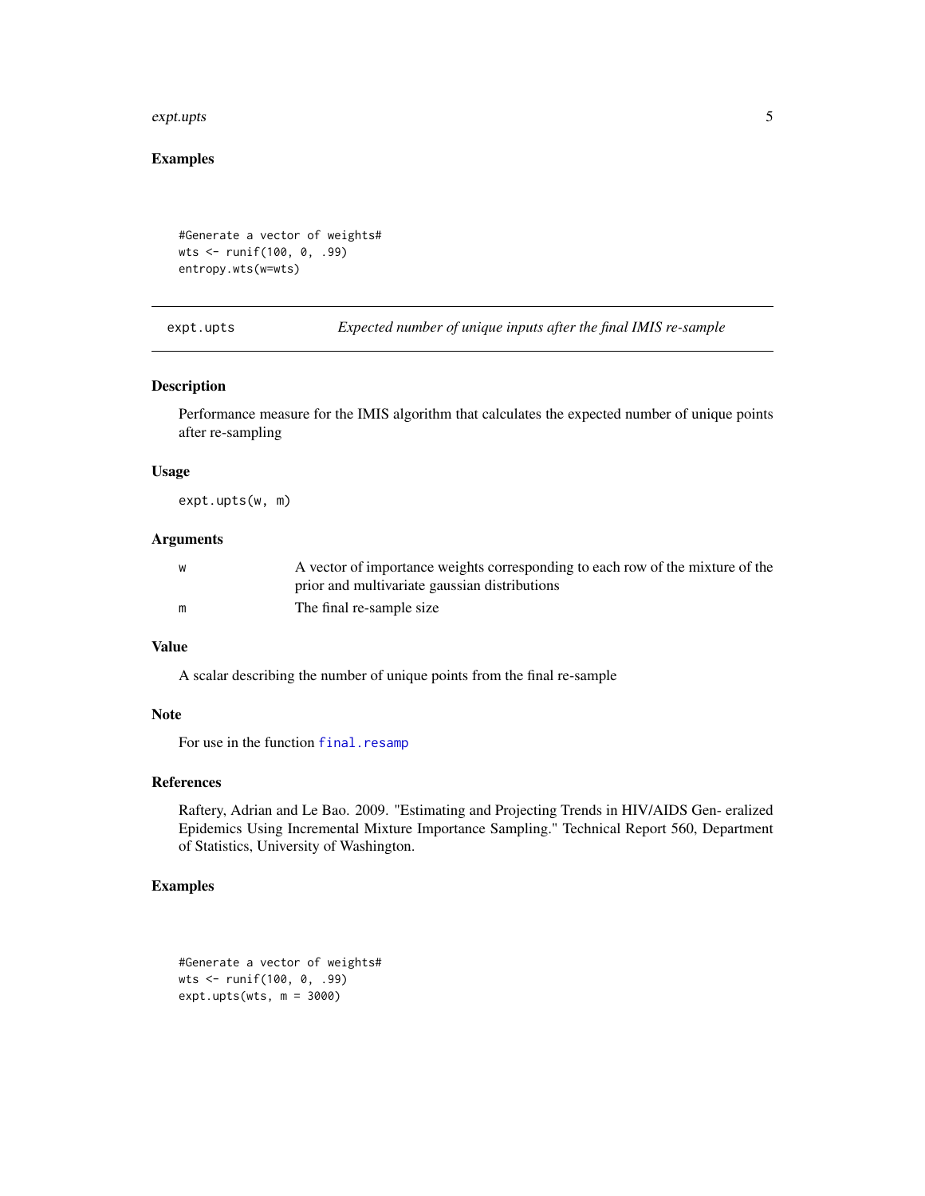## Examples

```
#Generate a vector of weights#
wts <- runif(100, 0, .99)
entropy.wts(w=wts)
```

---

`expt.upts` *Expected number of unique inputs after the final IMIS re-sample*

---

### Description

Performance measure for the IMIS algorithm that calculates the expected number of unique points after re-sampling

### Usage

```
expt.upts(w, m)
```

### Arguments

| | |
|---|---|
| w | A vector of importance weights corresponding to each row of the mixture of the prior and multivariate gaussian distributions |
| m | The final re-sample size |

### Value

A scalar describing the number of unique points from the final re-sample

### Note

For use in the function `final.resamp`

### References

Raftery, Adrian and Le Bao. 2009. "Estimating and Projecting Trends in HIV/AIDS Gen- eralized Epidemics Using Incremental Mixture Importance Sampling." Technical Report 560, Department of Statistics, University of Washington.

### Examples

```
#Generate a vector of weights#
wts <- runif(100, 0, .99)
expt.upts(wts, m = 3000)
```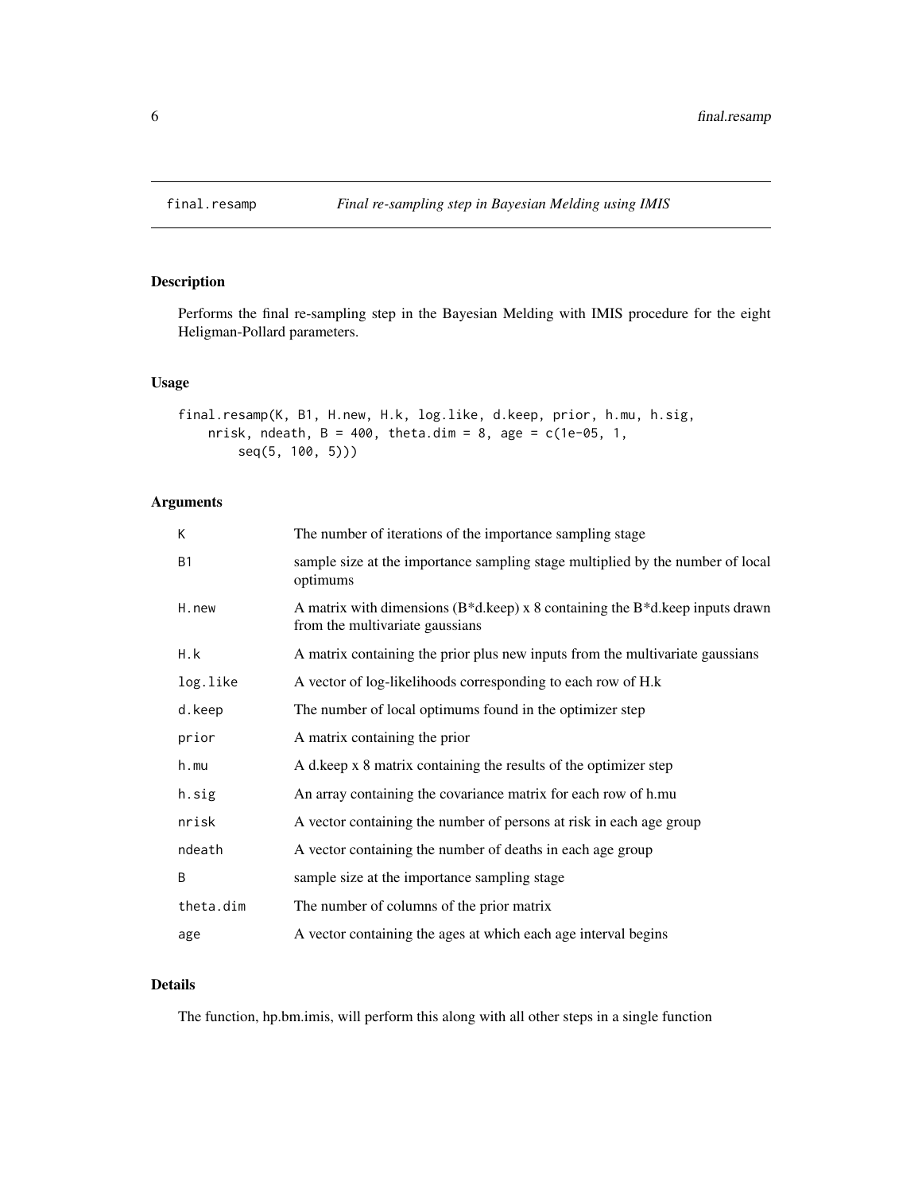# final.resamp — *Final re-sampling step in Bayesian Melding using IMIS*

## Description

Performs the final re-sampling step in the Bayesian Melding with IMIS procedure for the eight Heligman-Pollard parameters.

## Usage

```
final.resamp(K, B1, H.new, H.k, log.like, d.keep, prior, h.mu, h.sig,
    nrisk, ndeath, B = 400, theta.dim = 8, age = c(1e-05, 1,
        seq(5, 100, 5)))
```

## Arguments

| | |
|---|---|
| K | The number of iterations of the importance sampling stage |
| B1 | sample size at the importance sampling stage multiplied by the number of local optimums |
| H.new | A matrix with dimensions (B*d.keep) x 8 containing the B*d.keep inputs drawn from the multivariate gaussians |
| H.k | A matrix containing the prior plus new inputs from the multivariate gaussians |
| log.like | A vector of log-likelihoods corresponding to each row of H.k |
| d.keep | The number of local optimums found in the optimizer step |
| prior | A matrix containing the prior |
| h.mu | A d.keep x 8 matrix containing the results of the optimizer step |
| h.sig | An array containing the covariance matrix for each row of h.mu |
| nrisk | A vector containing the number of persons at risk in each age group |
| ndeath | A vector containing the number of deaths in each age group |
| B | sample size at the importance sampling stage |
| theta.dim | The number of columns of the prior matrix |
| age | A vector containing the ages at which each age interval begins |

## Details

The function, hp.bm.imis, will perform this along with all other steps in a single function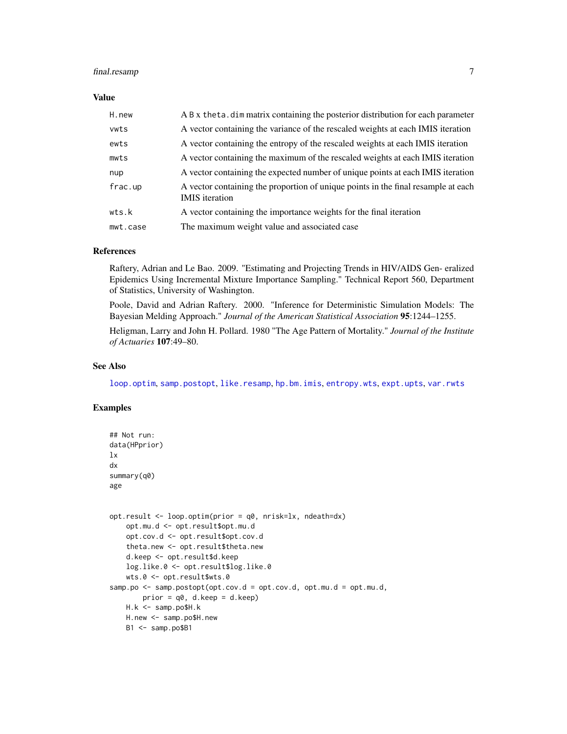### Value

| | |
|---|---|
| `H.new` | A B x `theta.dim` matrix containing the posterior distribution for each parameter |
| `vwts` | A vector containing the variance of the rescaled weights at each IMIS iteration |
| `ewts` | A vector containing the entropy of the rescaled weights at each IMIS iteration |
| `mwts` | A vector containing the maximum of the rescaled weights at each IMIS iteration |
| `nup` | A vector containing the expected number of unique points at each IMIS iteration |
| `frac.up` | A vector containing the proportion of unique points in the final resample at each IMIS iteration |
| `wts.k` | A vector containing the importance weights for the final iteration |
| `mwt.case` | The maximum weight value and associated case |

### References

Raftery, Adrian and Le Bao. 2009. "Estimating and Projecting Trends in HIV/AIDS Gen- eralized Epidemics Using Incremental Mixture Importance Sampling." Technical Report 560, Department of Statistics, University of Washington.

Poole, David and Adrian Raftery. 2000. "Inference for Deterministic Simulation Models: The Bayesian Melding Approach." *Journal of the American Statistical Association* **95**:1244–1255.

Heligman, Larry and John H. Pollard. 1980 "The Age Pattern of Mortality." *Journal of the Institute of Actuaries* **107**:49–80.

### See Also

`loop.optim`, `samp.postopt`, `like.resamp`, `hp.bm.imis`, `entropy.wts`, `expt.upts`, `var.rwts`

### Examples

```
## Not run:
data(HPprior)
lx
dx
summary(q0)
age


opt.result <- loop.optim(prior = q0, nrisk=lx, ndeath=dx)
    opt.mu.d <- opt.result$opt.mu.d
    opt.cov.d <- opt.result$opt.cov.d
    theta.new <- opt.result$theta.new
    d.keep <- opt.result$d.keep
    log.like.0 <- opt.result$log.like.0
    wts.0 <- opt.result$wts.0
samp.po <- samp.postopt(opt.cov.d = opt.cov.d, opt.mu.d = opt.mu.d,
        prior = q0, d.keep = d.keep)
    H.k <- samp.po$H.k
    H.new <- samp.po$H.new
    B1 <- samp.po$B1
```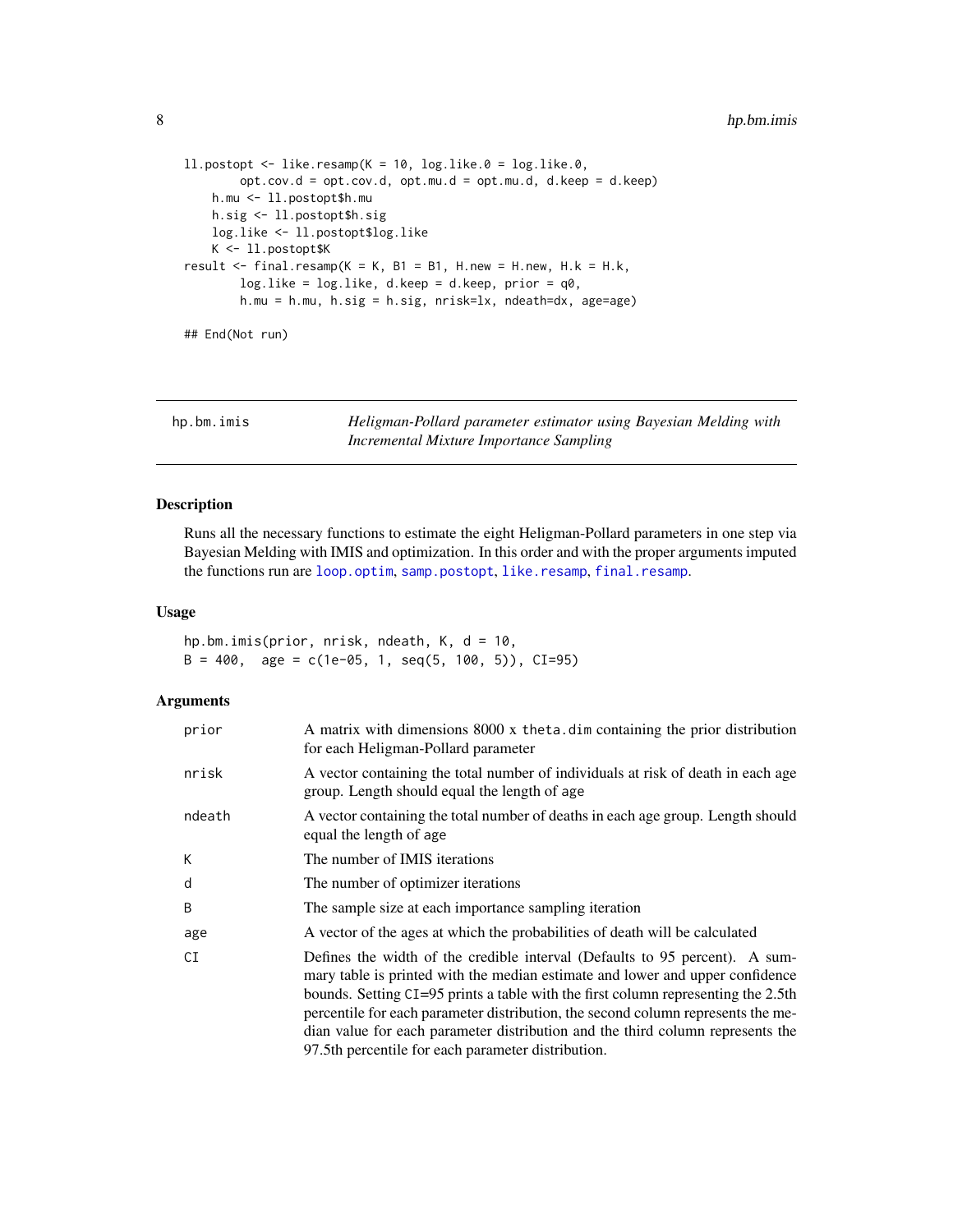```
ll.postopt <- like.resamp(K = 10, log.like.0 = log.like.0,
        opt.cov.d = opt.cov.d, opt.mu.d = opt.mu.d, d.keep = d.keep)
    h.mu <- ll.postopt$h.mu
    h.sig <- ll.postopt$h.sig
    log.like <- ll.postopt$log.like
    K <- ll.postopt$K
result <- final.resamp(K = K, B1 = B1, H.new = H.new, H.k = H.k,
        log.like = log.like, d.keep = d.keep, prior = q0,
        h.mu = h.mu, h.sig = h.sig, nrisk=lx, ndeath=dx, age=age)

## End(Not run)
```

---

## hp.bm.imis — *Heligman-Pollard parameter estimator using Bayesian Melding with Incremental Mixture Importance Sampling*

### Description

Runs all the necessary functions to estimate the eight Heligman-Pollard parameters in one step via Bayesian Melding with IMIS and optimization. In this order and with the proper arguments imputed the functions run are loop.optim, samp.postopt, like.resamp, final.resamp.

### Usage

```
hp.bm.imis(prior, nrisk, ndeath, K, d = 10,
B = 400,  age = c(1e-05, 1, seq(5, 100, 5)), CI=95)
```

### Arguments

| | |
|---|---|
| prior | A matrix with dimensions 8000 x theta.dim containing the prior distribution for each Heligman-Pollard parameter |
| nrisk | A vector containing the total number of individuals at risk of death in each age group. Length should equal the length of age |
| ndeath | A vector containing the total number of deaths in each age group. Length should equal the length of age |
| K | The number of IMIS iterations |
| d | The number of optimizer iterations |
| B | The sample size at each importance sampling iteration |
| age | A vector of the ages at which the probabilities of death will be calculated |
| CI | Defines the width of the credible interval (Defaults to 95 percent). A summary table is printed with the median estimate and lower and upper confidence bounds. Setting CI=95 prints a table with the first column representing the 2.5th percentile for each parameter distribution, the second column represents the median value for each parameter distribution and the third column represents the 97.5th percentile for each parameter distribution. |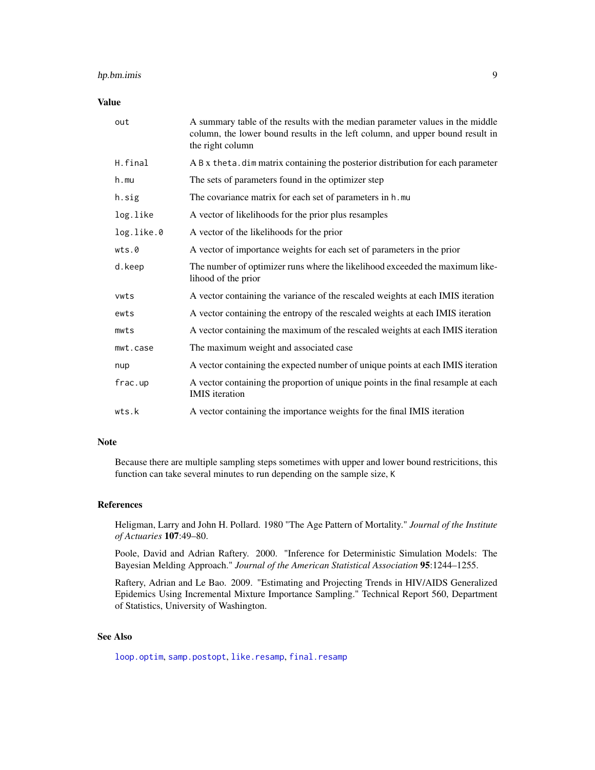## Value

| | |
|---|---|
| `out` | A summary table of the results with the median parameter values in the middle column, the lower bound results in the left column, and upper bound result in the right column |
| `H.final` | A `B` x `theta.dim` matrix containing the posterior distribution for each parameter |
| `h.mu` | The sets of parameters found in the optimizer step |
| `h.sig` | The covariance matrix for each set of parameters in `h.mu` |
| `log.like` | A vector of likelihoods for the prior plus resamples |
| `log.like.0` | A vector of the likelihoods for the prior |
| `wts.0` | A vector of importance weights for each set of parameters in the prior |
| `d.keep` | The number of optimizer runs where the likelihood exceeded the maximum likelihood of the prior |
| `vwts` | A vector containing the variance of the rescaled weights at each IMIS iteration |
| `ewts` | A vector containing the entropy of the rescaled weights at each IMIS iteration |
| `mwts` | A vector containing the maximum of the rescaled weights at each IMIS iteration |
| `mwt.case` | The maximum weight and associated case |
| `nup` | A vector containing the expected number of unique points at each IMIS iteration |
| `frac.up` | A vector containing the proportion of unique points in the final resample at each IMIS iteration |
| `wts.k` | A vector containing the importance weights for the final IMIS iteration |

## Note

Because there are multiple sampling steps sometimes with upper and lower bound restricitions, this function can take several minutes to run depending on the sample size, `K`

## References

Heligman, Larry and John H. Pollard. 1980 "The Age Pattern of Mortality." *Journal of the Institute of Actuaries* **107**:49–80.

Poole, David and Adrian Raftery. 2000. "Inference for Deterministic Simulation Models: The Bayesian Melding Approach." *Journal of the American Statistical Association* **95**:1244–1255.

Raftery, Adrian and Le Bao. 2009. "Estimating and Projecting Trends in HIV/AIDS Generalized Epidemics Using Incremental Mixture Importance Sampling." Technical Report 560, Department of Statistics, University of Washington.

## See Also

`loop.optim`, `samp.postopt`, `like.resamp`, `final.resamp`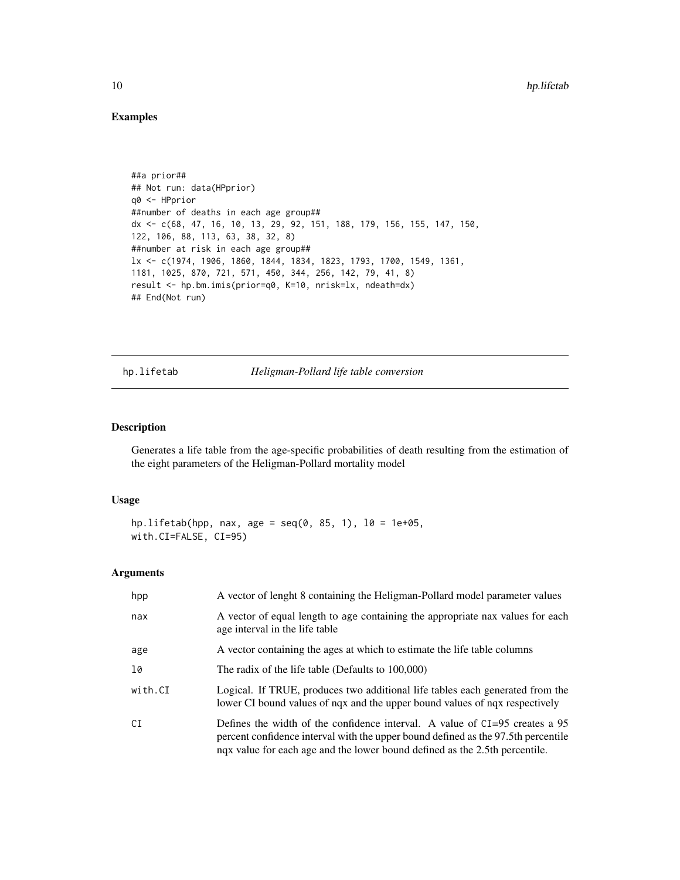## Examples

```
##a prior##
## Not run: data(HPprior)
q0 <- HPprior
##number of deaths in each age group##
dx <- c(68, 47, 16, 10, 13, 29, 92, 151, 188, 179, 156, 155, 147, 150,
122, 106, 88, 113, 63, 38, 32, 8)
##number at risk in each age group##
lx <- c(1974, 1906, 1860, 1844, 1834, 1823, 1793, 1700, 1549, 1361,
1181, 1025, 870, 721, 571, 450, 344, 256, 142, 79, 41, 8)
result <- hp.bm.imis(prior=q0, K=10, nrisk=lx, ndeath=dx)
## End(Not run)
```

---

# hp.lifetab — *Heligman-Pollard life table conversion*

## Description

Generates a life table from the age-specific probabilities of death resulting from the estimation of the eight parameters of the Heligman-Pollard mortality model

## Usage

```
hp.lifetab(hpp, nax, age = seq(0, 85, 1), l0 = 1e+05,
with.CI=FALSE, CI=95)
```

## Arguments

| | |
|---|---|
| `hpp` | A vector of lenght 8 containing the Heligman-Pollard model parameter values |
| `nax` | A vector of equal length to age containing the appropriate nax values for each age interval in the life table |
| `age` | A vector containing the ages at which to estimate the life table columns |
| `l0` | The radix of the life table (Defaults to 100,000) |
| `with.CI` | Logical. If TRUE, produces two additional life tables each generated from the lower CI bound values of nqx and the upper bound values of nqx respectively |
| `CI` | Defines the width of the confidence interval. A value of `CI=95` creates a 95 percent confidence interval with the upper bound defined as the 97.5th percentile nqx value for each age and the lower bound defined as the 2.5th percentile. |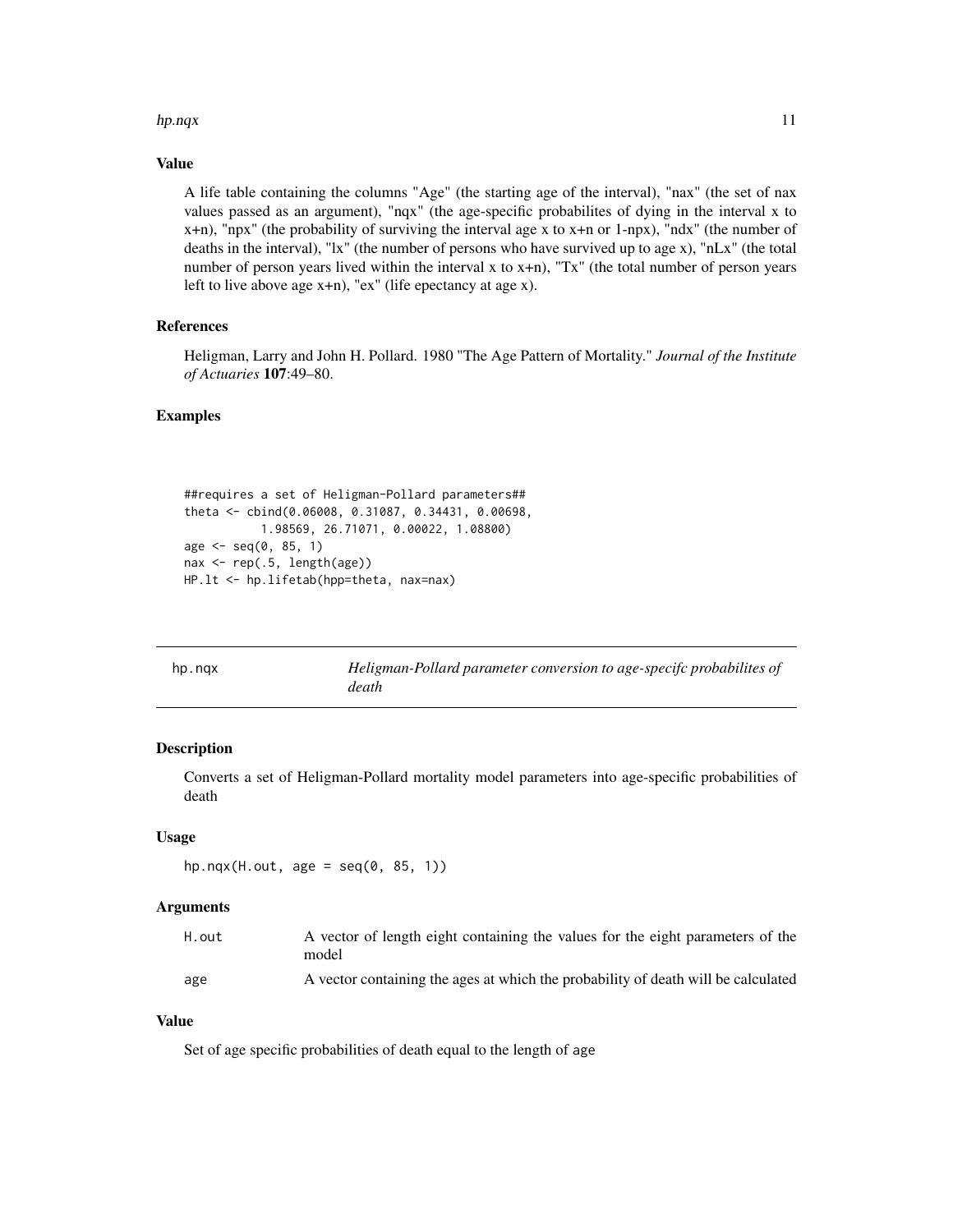### Value

A life table containing the columns "Age" (the starting age of the interval), "nax" (the set of nax values passed as an argument), "nqx" (the age-specific probabilites of dying in the interval x to x+n), "npx" (the probability of surviving the interval age x to x+n or 1-npx), "ndx" (the number of deaths in the interval), "lx" (the number of persons who have survived up to age x), "nLx" (the total number of person years lived within the interval x to x+n), "Tx" (the total number of person years left to live above age x+n), "ex" (life epectancy at age x).

### References

Heligman, Larry and John H. Pollard. 1980 "The Age Pattern of Mortality." *Journal of the Institute of Actuaries* **107**:49–80.

### Examples

```
##requires a set of Heligman-Pollard parameters##
theta <- cbind(0.06008, 0.31087, 0.34431, 0.00698,
          1.98569, 26.71071, 0.00022, 1.08800)
age <- seq(0, 85, 1)
nax <- rep(.5, length(age))
HP.lt <- hp.lifetab(hpp=theta, nax=nax)
```

---

## hp.nqx — *Heligman-Pollard parameter conversion to age-specifc probabilites of death*

### Description

Converts a set of Heligman-Pollard mortality model parameters into age-specific probabilities of death

### Usage

```
hp.nqx(H.out, age = seq(0, 85, 1))
```

### Arguments

| | |
|---|---|
| H.out | A vector of length eight containing the values for the eight parameters of the model |
| age | A vector containing the ages at which the probability of death will be calculated |

### Value

Set of age specific probabilities of death equal to the length of age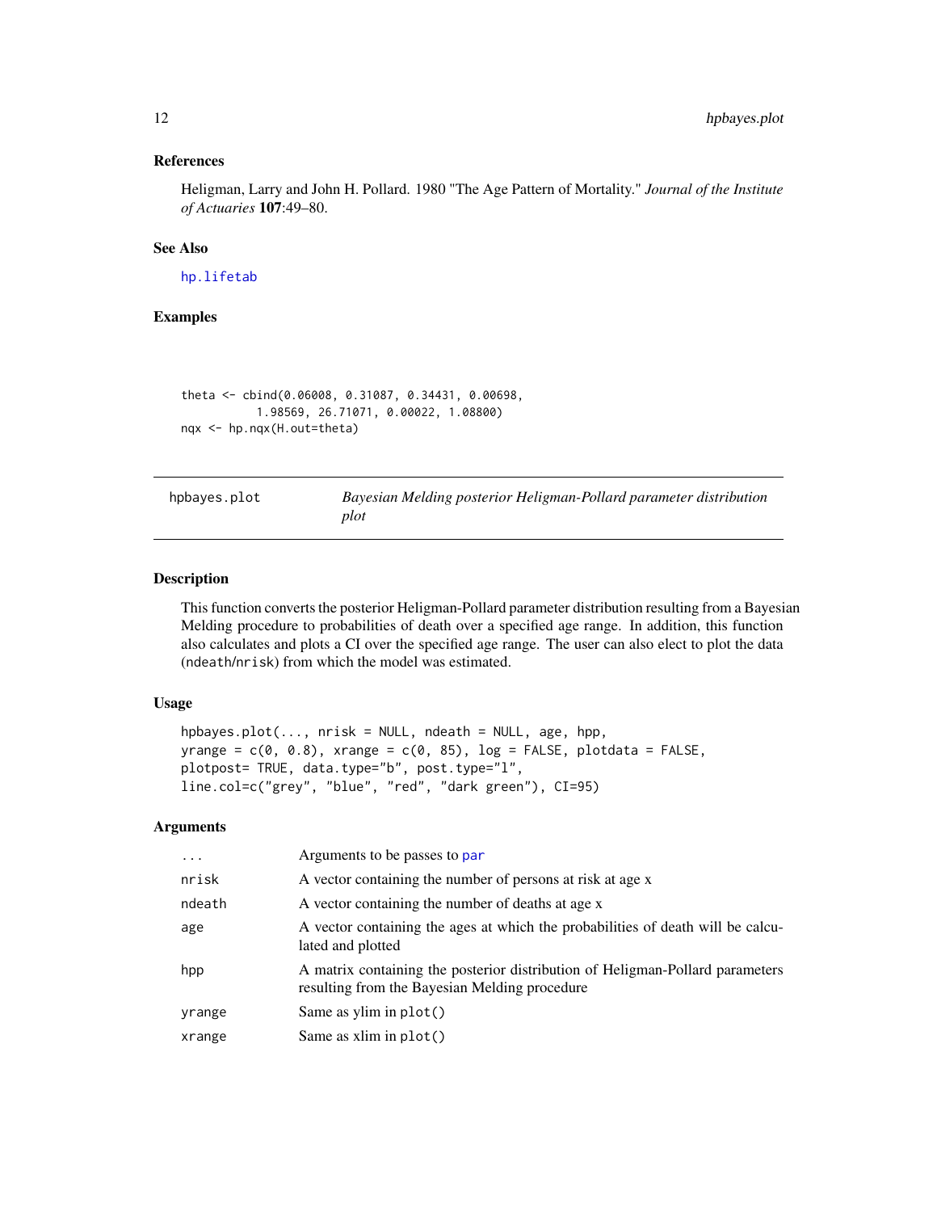### References

Heligman, Larry and John H. Pollard. 1980 "The Age Pattern of Mortality." *Journal of the Institute of Actuaries* **107**:49–80.

### See Also

hp.lifetab

### Examples

```
theta <- cbind(0.06008, 0.31087, 0.34431, 0.00698,
          1.98569, 26.71071, 0.00022, 1.08800)
nqx <- hp.nqx(H.out=theta)
```

---

## hpbayes.plot — *Bayesian Melding posterior Heligman-Pollard parameter distribution plot*

---

### Description

This function converts the posterior Heligman-Pollard parameter distribution resulting from a Bayesian Melding procedure to probabilities of death over a specified age range. In addition, this function also calculates and plots a CI over the specified age range. The user can also elect to plot the data (ndeath/nrisk) from which the model was estimated.

### Usage

```
hpbayes.plot(..., nrisk = NULL, ndeath = NULL, age, hpp,
yrange = c(0, 0.8), xrange = c(0, 85), log = FALSE, plotdata = FALSE,
plotpost= TRUE, data.type="b", post.type="l",
line.col=c("grey", "blue", "red", "dark green"), CI=95)
```

### Arguments

| | |
|---|---|
| ... | Arguments to be passes to par |
| nrisk | A vector containing the number of persons at risk at age x |
| ndeath | A vector containing the number of deaths at age x |
| age | A vector containing the ages at which the probabilities of death will be calculated and plotted |
| hpp | A matrix containing the posterior distribution of Heligman-Pollard parameters resulting from the Bayesian Melding procedure |
| yrange | Same as ylim in plot() |
| xrange | Same as xlim in plot() |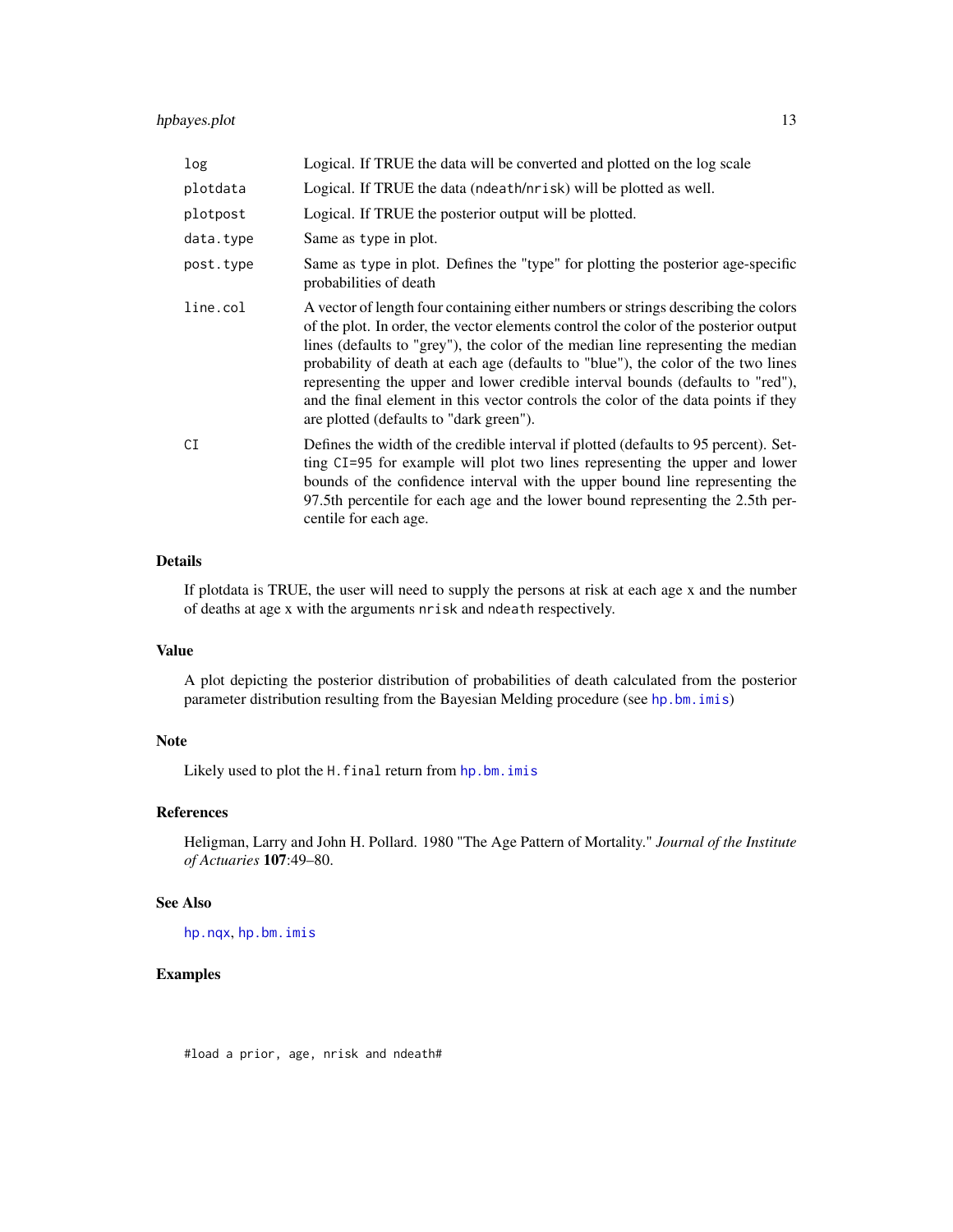| | |
|---|---|
| `log` | Logical. If TRUE the data will be converted and plotted on the log scale |
| `plotdata` | Logical. If TRUE the data (`ndeath`/`nrisk`) will be plotted as well. |
| `plotpost` | Logical. If TRUE the posterior output will be plotted. |
| `data.type` | Same as `type` in plot. |
| `post.type` | Same as `type` in plot. Defines the "type" for plotting the posterior age-specific probabilities of death |
| `line.col` | A vector of length four containing either numbers or strings describing the colors of the plot. In order, the vector elements control the color of the posterior output lines (defaults to "grey"), the color of the median line representing the median probability of death at each age (defaults to "blue"), the color of the two lines representing the upper and lower credible interval bounds (defaults to "red"), and the final element in this vector controls the color of the data points if they are plotted (defaults to "dark green"). |
| `CI` | Defines the width of the credible interval if plotted (defaults to 95 percent). Setting `CI=95` for example will plot two lines representing the upper and lower bounds of the confidence interval with the upper bound line representing the 97.5th percentile for each age and the lower bound representing the 2.5th percentile for each age. |

### Details

If plotdata is TRUE, the user will need to supply the persons at risk at each age x and the number of deaths at age x with the arguments `nrisk` and `ndeath` respectively.

### Value

A plot depicting the posterior distribution of probabilities of death calculated from the posterior parameter distribution resulting from the Bayesian Melding procedure (see `hp.bm.imis`)

### Note

Likely used to plot the `H.final` return from `hp.bm.imis`

### References

Heligman, Larry and John H. Pollard. 1980 "The Age Pattern of Mortality." *Journal of the Institute of Actuaries* **107**:49–80.

### See Also

`hp.nqx`, `hp.bm.imis`

### Examples

```
#load a prior, age, nrisk and ndeath#
```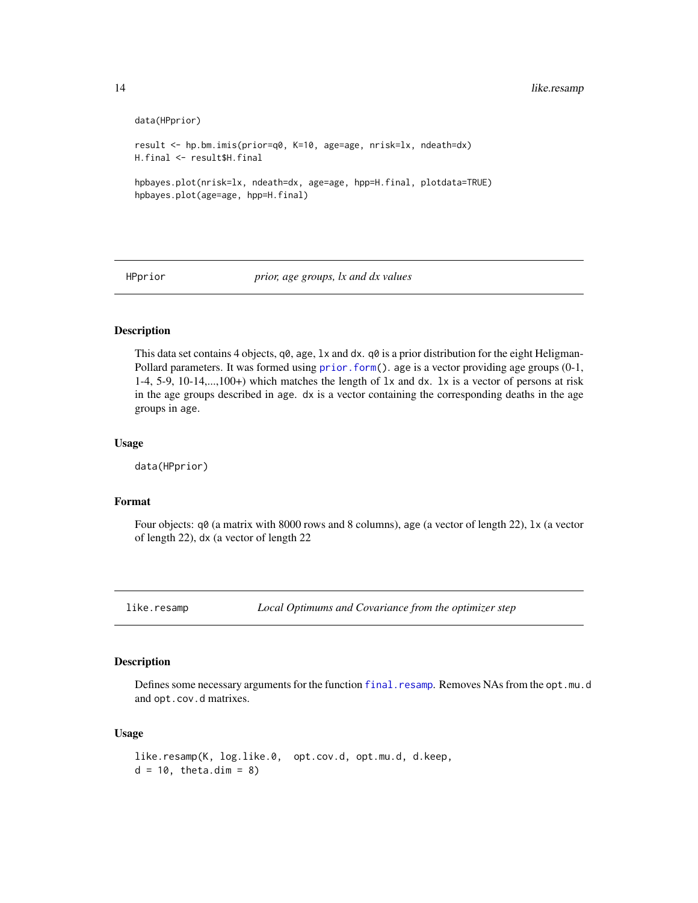```
data(HPprior)

result <- hp.bm.imis(prior=q0, K=10, age=age, nrisk=lx, ndeath=dx)
H.final <- result$H.final

hpbayes.plot(nrisk=lx, ndeath=dx, age=age, hpp=H.final, plotdata=TRUE)
hpbayes.plot(age=age, hpp=H.final)
```

## HPprior — *prior, age groups, lx and dx values*

### Description

This data set contains 4 objects, `q0`, `age`, `lx` and `dx`. `q0` is a prior distribution for the eight Heligman-Pollard parameters. It was formed using `prior.form()`. `age` is a vector providing age groups (0-1, 1-4, 5-9, 10-14,...,100+) which matches the length of `lx` and `dx`. `lx` is a vector of persons at risk in the age groups described in `age`. `dx` is a vector containing the corresponding deaths in the age groups in `age`.

### Usage

```
data(HPprior)
```

### Format

Four objects: `q0` (a matrix with 8000 rows and 8 columns), `age` (a vector of length 22), `lx` (a vector of length 22), `dx` (a vector of length 22

## like.resamp — *Local Optimums and Covariance from the optimizer step*

### Description

Defines some necessary arguments for the function `final.resamp`. Removes NAs from the `opt.mu.d` and `opt.cov.d` matrixes.

### Usage

```
like.resamp(K, log.like.0,  opt.cov.d, opt.mu.d, d.keep,
d = 10, theta.dim = 8)
```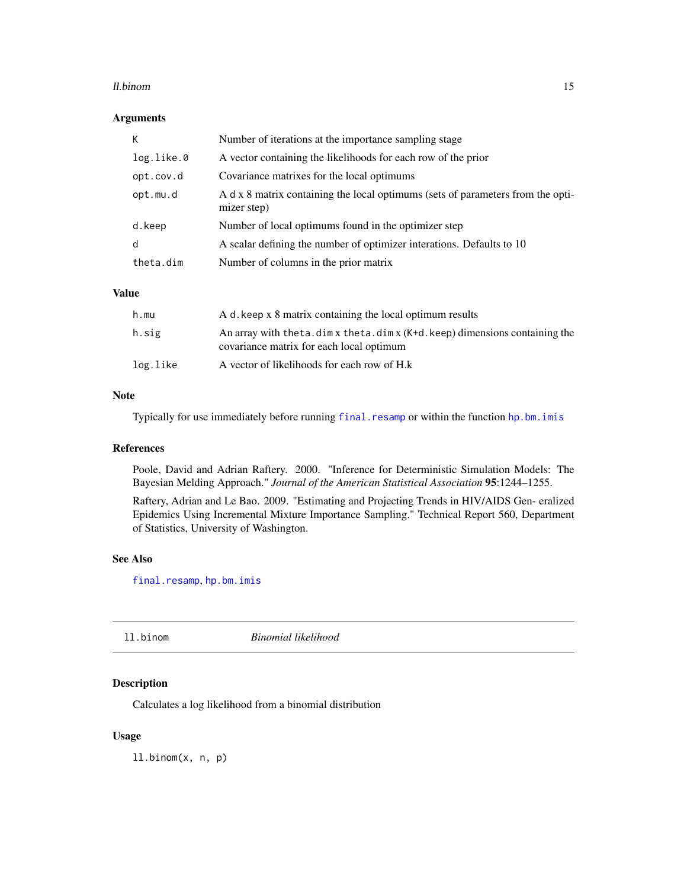## Arguments

| | |
|---|---|
| K | Number of iterations at the importance sampling stage |
| log.like.0 | A vector containing the likelihoods for each row of the prior |
| opt.cov.d | Covariance matrixes for the local optimums |
| opt.mu.d | A d x 8 matrix containing the local optimums (sets of parameters from the optimizer step) |
| d.keep | Number of local optimums found in the optimizer step |
| d | A scalar defining the number of optimizer interations. Defaults to 10 |
| theta.dim | Number of columns in the prior matrix |

## Value

| | |
|---|---|
| h.mu | A d.keep x 8 matrix containing the local optimum results |
| h.sig | An array with theta.dim x theta.dim x (K+d.keep) dimensions containing the covariance matrix for each local optimum |
| log.like | A vector of likelihoods for each row of H.k |

## Note

Typically for use immediately before running `final.resamp` or within the function `hp.bm.imis`

## References

Poole, David and Adrian Raftery. 2000. "Inference for Deterministic Simulation Models: The Bayesian Melding Approach." *Journal of the American Statistical Association* **95**:1244–1255.

Raftery, Adrian and Le Bao. 2009. "Estimating and Projecting Trends in HIV/AIDS Gen- eralized Epidemics Using Incremental Mixture Importance Sampling." Technical Report 560, Department of Statistics, University of Washington.

## See Also

`final.resamp`, `hp.bm.imis`

---

# ll.binom *Binomial likelihood*

## Description

Calculates a log likelihood from a binomial distribution

## Usage

```
ll.binom(x, n, p)
```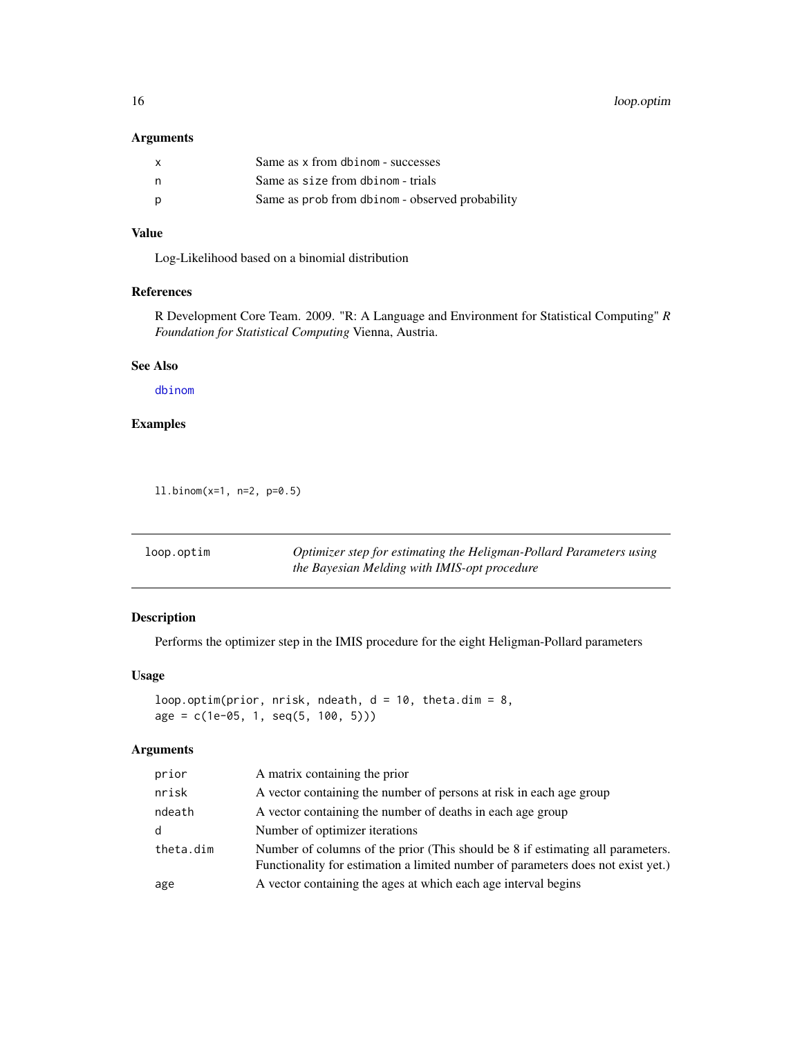### Arguments

| | |
|---|---|
| x | Same as x from dbinom - successes |
| n | Same as size from dbinom - trials |
| p | Same as prob from dbinom - observed probability |

### Value

Log-Likelihood based on a binomial distribution

### References

R Development Core Team. 2009. "R: A Language and Environment for Statistical Computing" *R Foundation for Statistical Computing* Vienna, Austria.

### See Also

dbinom

### Examples

```
ll.binom(x=1, n=2, p=0.5)
```

---

## loop.optim — *Optimizer step for estimating the Heligman-Pollard Parameters using the Bayesian Melding with IMIS-opt procedure*

---

### Description

Performs the optimizer step in the IMIS procedure for the eight Heligman-Pollard parameters

### Usage

```
loop.optim(prior, nrisk, ndeath, d = 10, theta.dim = 8,
age = c(1e-05, 1, seq(5, 100, 5)))
```

### Arguments

| | |
|---|---|
| prior | A matrix containing the prior |
| nrisk | A vector containing the number of persons at risk in each age group |
| ndeath | A vector containing the number of deaths in each age group |
| d | Number of optimizer iterations |
| theta.dim | Number of columns of the prior (This should be 8 if estimating all parameters. Functionality for estimation a limited number of parameters does not exist yet.) |
| age | A vector containing the ages at which each age interval begins |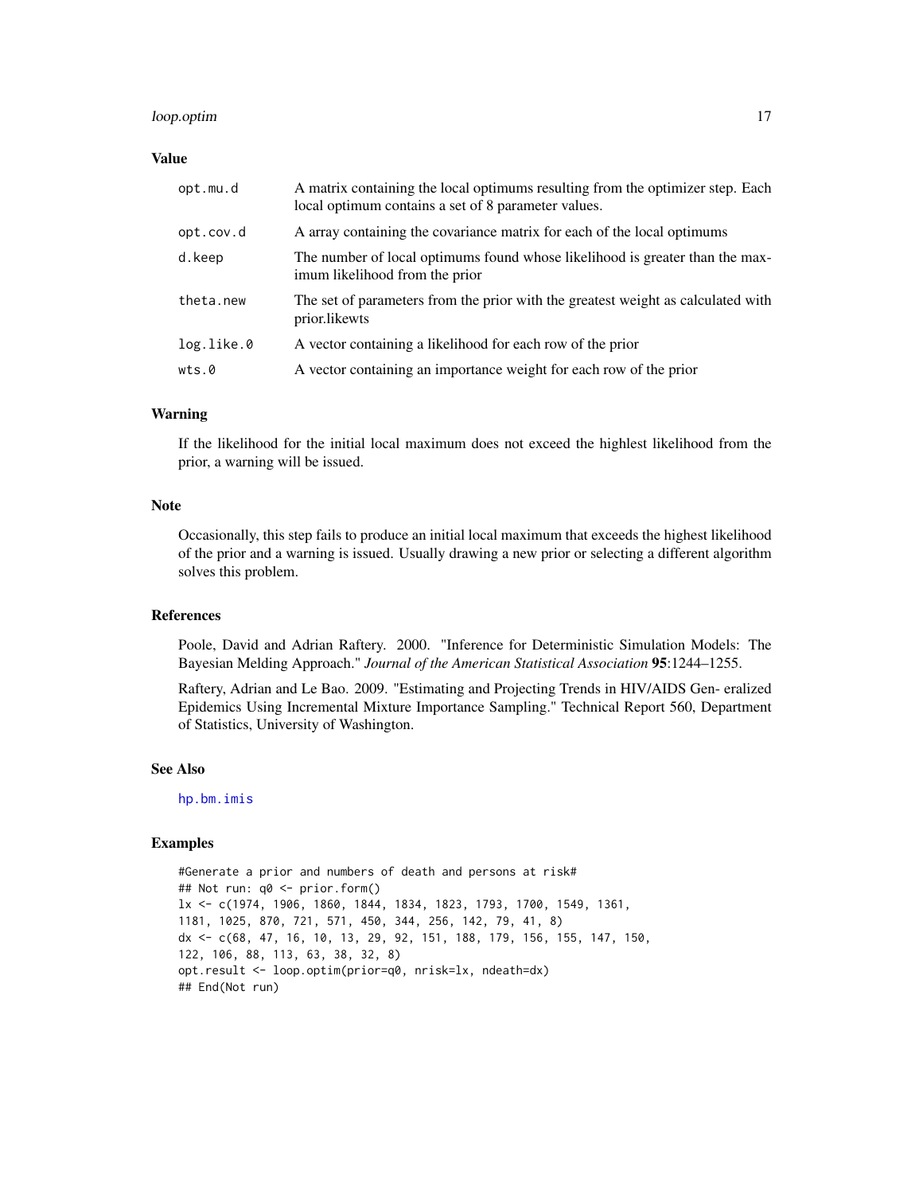### Value

| | |
|---|---|
| opt.mu.d | A matrix containing the local optimums resulting from the optimizer step. Each local optimum contains a set of 8 parameter values. |
| opt.cov.d | A array containing the covariance matrix for each of the local optimums |
| d.keep | The number of local optimums found whose likelihood is greater than the maximum likelihood from the prior |
| theta.new | The set of parameters from the prior with the greatest weight as calculated with prior.likewts |
| log.like.0 | A vector containing a likelihood for each row of the prior |
| wts.0 | A vector containing an importance weight for each row of the prior |

### Warning

If the likelihood for the initial local maximum does not exceed the highlest likelihood from the prior, a warning will be issued.

### Note

Occasionally, this step fails to produce an initial local maximum that exceeds the highest likelihood of the prior and a warning is issued. Usually drawing a new prior or selecting a different algorithm solves this problem.

### References

Poole, David and Adrian Raftery. 2000. "Inference for Deterministic Simulation Models: The Bayesian Melding Approach." *Journal of the American Statistical Association* **95**:1244–1255.

Raftery, Adrian and Le Bao. 2009. "Estimating and Projecting Trends in HIV/AIDS Gen- eralized Epidemics Using Incremental Mixture Importance Sampling." Technical Report 560, Department of Statistics, University of Washington.

### See Also

hp.bm.imis

### Examples

```
#Generate a prior and numbers of death and persons at risk#
## Not run: q0 <- prior.form()
lx <- c(1974, 1906, 1860, 1844, 1834, 1823, 1793, 1700, 1549, 1361,
1181, 1025, 870, 721, 571, 450, 344, 256, 142, 79, 41, 8)
dx <- c(68, 47, 16, 10, 13, 29, 92, 151, 188, 179, 156, 155, 147, 150,
122, 106, 88, 113, 63, 38, 32, 8)
opt.result <- loop.optim(prior=q0, nrisk=lx, ndeath=dx)
## End(Not run)
```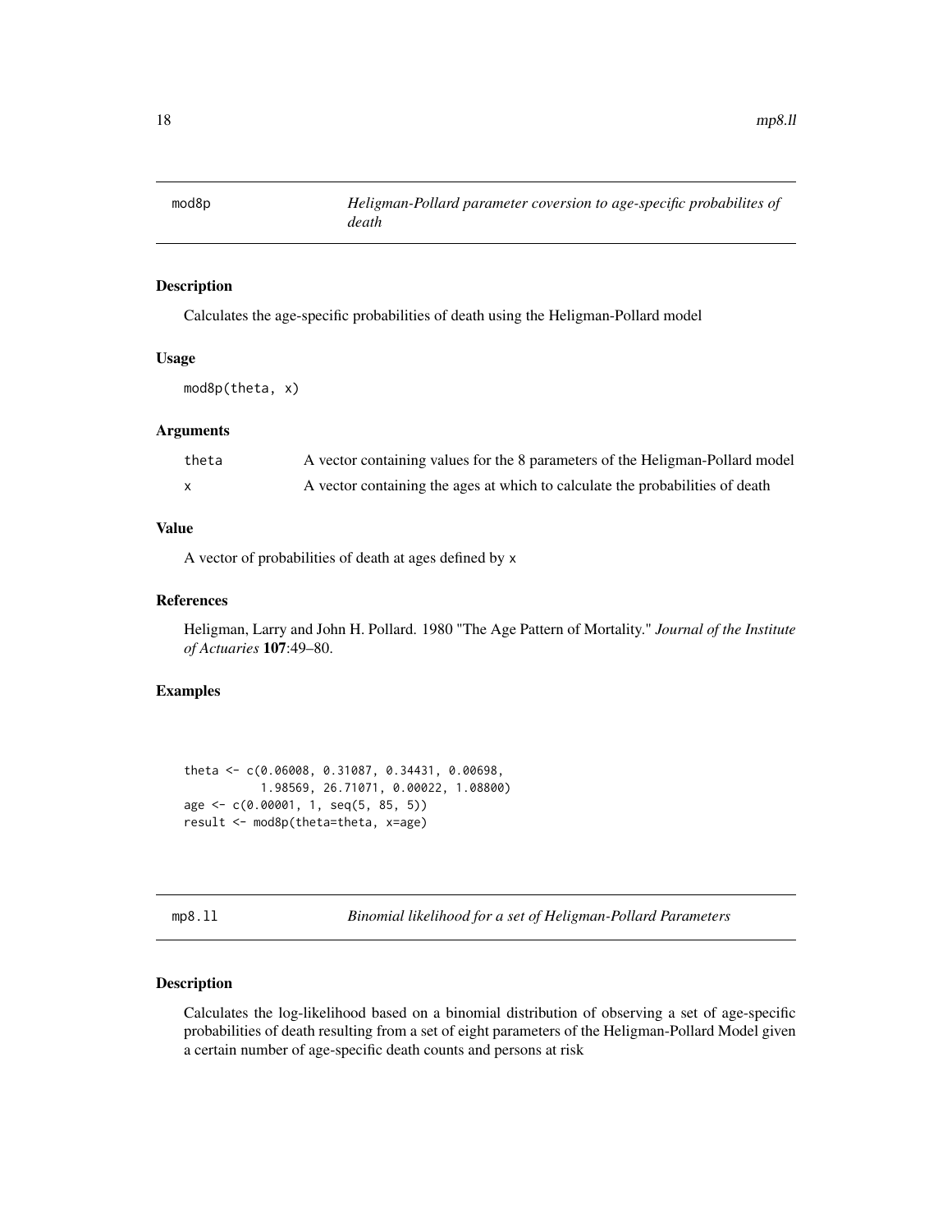## mod8p — *Heligman-Pollard parameter coversion to age-specific probabilites of death*

### Description

Calculates the age-specific probabilities of death using the Heligman-Pollard model

### Usage

```
mod8p(theta, x)
```

### Arguments

| | |
|---|---|
| theta | A vector containing values for the 8 parameters of the Heligman-Pollard model |
| x | A vector containing the ages at which to calculate the probabilities of death |

### Value

A vector of probabilities of death at ages defined by x

### References

Heligman, Larry and John H. Pollard. 1980 "The Age Pattern of Mortality." *Journal of the Institute of Actuaries* **107**:49–80.

### Examples

```
theta <- c(0.06008, 0.31087, 0.34431, 0.00698,
           1.98569, 26.71071, 0.00022, 1.08800)
age <- c(0.00001, 1, seq(5, 85, 5))
result <- mod8p(theta=theta, x=age)
```

## mp8.ll — *Binomial likelihood for a set of Heligman-Pollard Parameters*

### Description

Calculates the log-likelihood based on a binomial distribution of observing a set of age-specific probabilities of death resulting from a set of eight parameters of the Heligman-Pollard Model given a certain number of age-specific death counts and persons at risk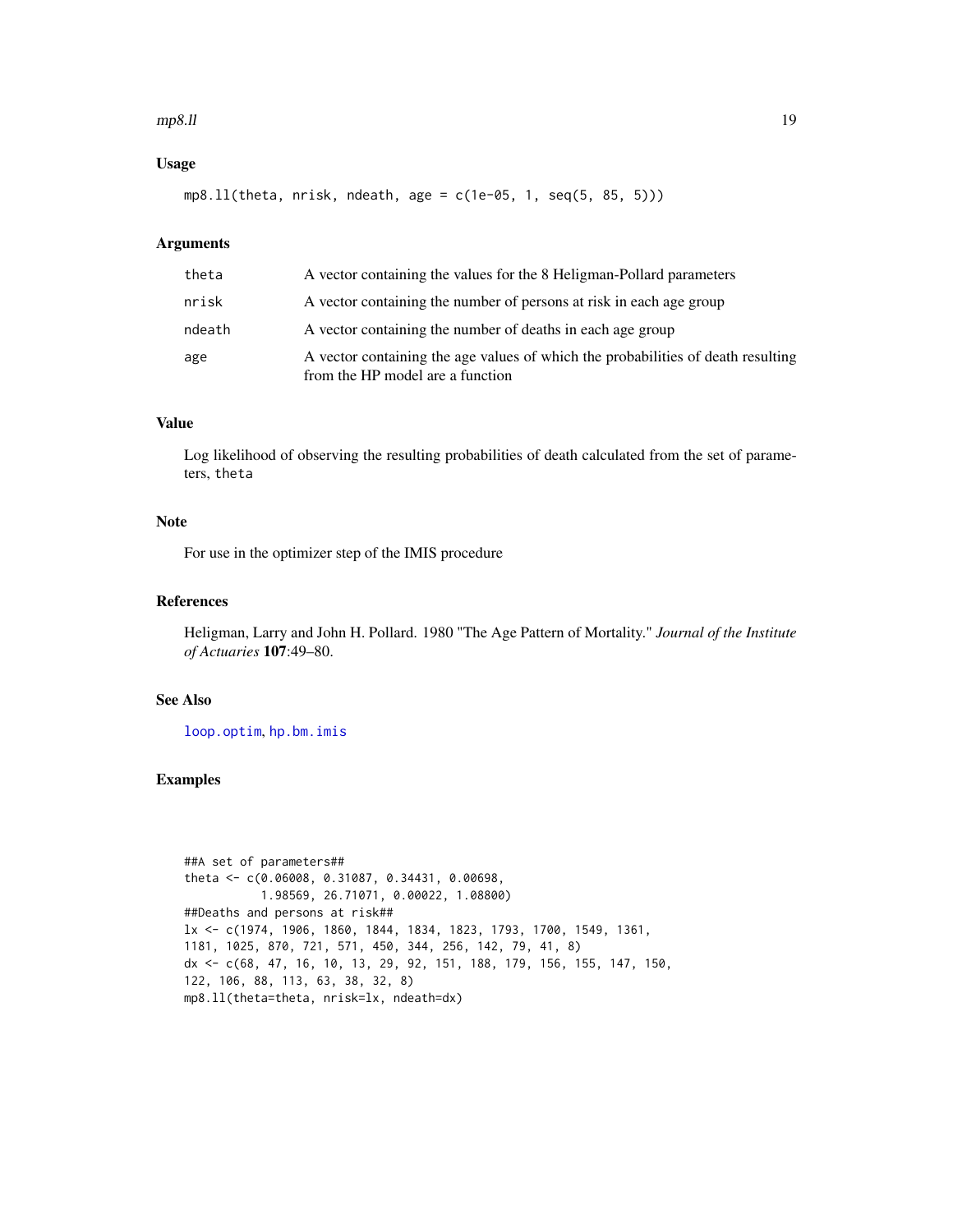### Usage

```
mp8.ll(theta, nrisk, ndeath, age = c(1e-05, 1, seq(5, 85, 5)))
```

### Arguments

| | |
|---|---|
| theta | A vector containing the values for the 8 Heligman-Pollard parameters |
| nrisk | A vector containing the number of persons at risk in each age group |
| ndeath | A vector containing the number of deaths in each age group |
| age | A vector containing the age values of which the probabilities of death resulting from the HP model are a function |

### Value

Log likelihood of observing the resulting probabilities of death calculated from the set of parameters, `theta`

### Note

For use in the optimizer step of the IMIS procedure

### References

Heligman, Larry and John H. Pollard. 1980 "The Age Pattern of Mortality." *Journal of the Institute of Actuaries* **107**:49–80.

### See Also

`loop.optim`, `hp.bm.imis`

### Examples

```
##A set of parameters##
theta <- c(0.06008, 0.31087, 0.34431, 0.00698,
          1.98569, 26.71071, 0.00022, 1.08800)
##Deaths and persons at risk##
lx <- c(1974, 1906, 1860, 1844, 1834, 1823, 1793, 1700, 1549, 1361,
1181, 1025, 870, 721, 571, 450, 344, 256, 142, 79, 41, 8)
dx <- c(68, 47, 16, 10, 13, 29, 92, 151, 188, 179, 156, 155, 147, 150,
122, 106, 88, 113, 63, 38, 32, 8)
mp8.ll(theta=theta, nrisk=lx, ndeath=dx)
```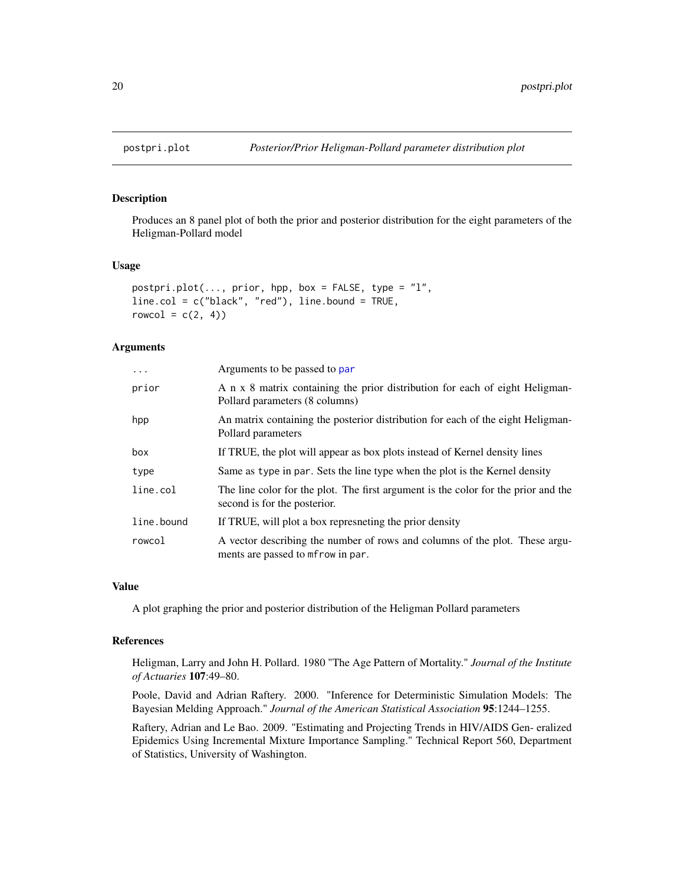postpri.plot *Posterior/Prior Heligman-Pollard parameter distribution plot*

## Description

Produces an 8 panel plot of both the prior and posterior distribution for the eight parameters of the Heligman-Pollard model

## Usage

```
postpri.plot(..., prior, hpp, box = FALSE, type = "l",
line.col = c("black", "red"), line.bound = TRUE,
rowcol = c(2, 4))
```

## Arguments

| | |
|---|---|
| ... | Arguments to be passed to par |
| prior | A n x 8 matrix containing the prior distribution for each of eight Heligman-Pollard parameters (8 columns) |
| hpp | An matrix containing the posterior distribution for each of the eight Heligman-Pollard parameters |
| box | If TRUE, the plot will appear as box plots instead of Kernel density lines |
| type | Same as type in par. Sets the line type when the plot is the Kernel density |
| line.col | The line color for the plot. The first argument is the color for the prior and the second is for the posterior. |
| line.bound | If TRUE, will plot a box represneting the prior density |
| rowcol | A vector describing the number of rows and columns of the plot. These arguments are passed to mfrow in par. |

## Value

A plot graphing the prior and posterior distribution of the Heligman Pollard parameters

## References

Heligman, Larry and John H. Pollard. 1980 "The Age Pattern of Mortality." *Journal of the Institute of Actuaries* **107**:49–80.

Poole, David and Adrian Raftery. 2000. "Inference for Deterministic Simulation Models: The Bayesian Melding Approach." *Journal of the American Statistical Association* **95**:1244–1255.

Raftery, Adrian and Le Bao. 2009. "Estimating and Projecting Trends in HIV/AIDS Gen- eralized Epidemics Using Incremental Mixture Importance Sampling." Technical Report 560, Department of Statistics, University of Washington.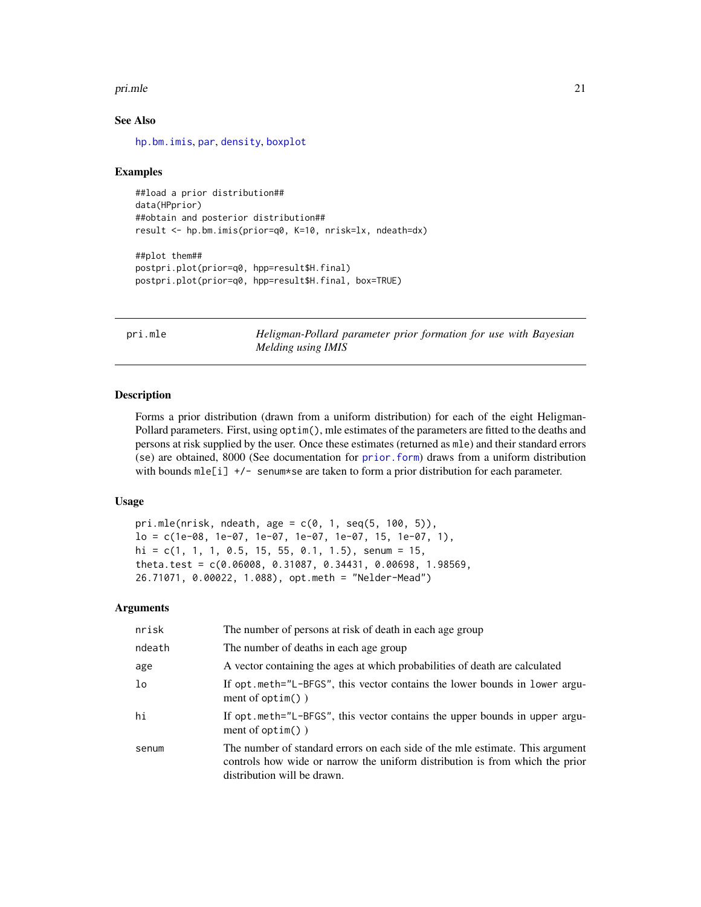## See Also

hp.bm.imis, par, density, boxplot

## Examples

```
##load a prior distribution##
data(HPprior)
##obtain and posterior distribution##
result <- hp.bm.imis(prior=q0, K=10, nrisk=lx, ndeath=dx)

##plot them##
postpri.plot(prior=q0, hpp=result$H.final)
postpri.plot(prior=q0, hpp=result$H.final, box=TRUE)
```

---

# pri.mle — *Heligman-Pollard parameter prior formation for use with Bayesian Melding using IMIS*

## Description

Forms a prior distribution (drawn from a uniform distribution) for each of the eight Heligman-Pollard parameters. First, using `optim()`, mle estimates of the parameters are fitted to the deaths and persons at risk supplied by the user. Once these estimates (returned as `mle`) and their standard errors (`se`) are obtained, 8000 (See documentation for `prior.form`) draws from a uniform distribution with bounds `mle[i] +/- senum*se` are taken to form a prior distribution for each parameter.

## Usage

```
pri.mle(nrisk, ndeath, age = c(0, 1, seq(5, 100, 5)),
lo = c(1e-08, 1e-07, 1e-07, 1e-07, 1e-07, 15, 1e-07, 1),
hi = c(1, 1, 1, 0.5, 15, 55, 0.1, 1.5), senum = 15,
theta.test = c(0.06008, 0.31087, 0.34431, 0.00698, 1.98569,
26.71071, 0.00022, 1.088), opt.meth = "Nelder-Mead")
```

## Arguments

| | |
|---|---|
| `nrisk` | The number of persons at risk of death in each age group |
| `ndeath` | The number of deaths in each age group |
| `age` | A vector containing the ages at which probabilities of death are calculated |
| `lo` | If `opt.meth="L-BFGS"`, this vector contains the lower bounds in `lower` argument of `optim()` ) |
| `hi` | If `opt.meth="L-BFGS"`, this vector contains the upper bounds in `upper` argument of `optim()` ) |
| `senum` | The number of standard errors on each side of the mle estimate. This argument controls how wide or narrow the uniform distribution is from which the prior distribution will be drawn. |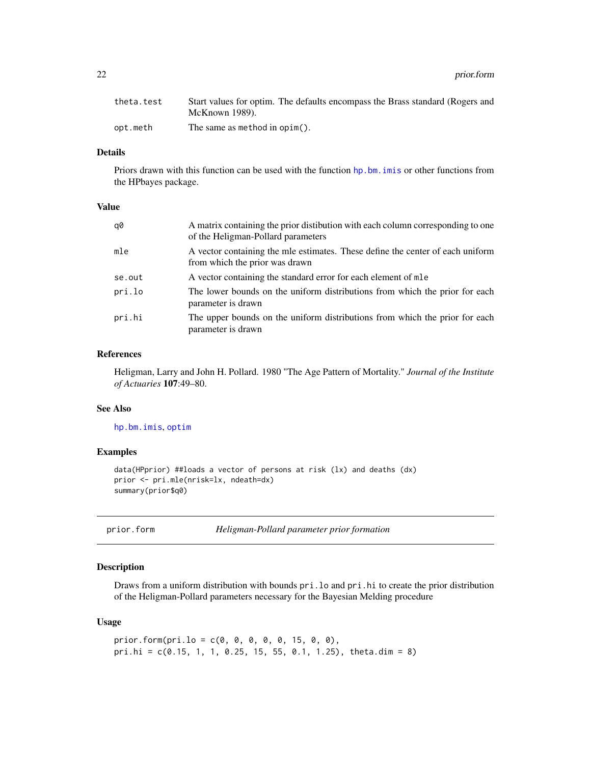| | |
|---|---|
| `theta.test` | Start values for optim. The defaults encompass the Brass standard (Rogers and McKnown 1989). |
| `opt.meth` | The same as `method` in `opim()`. |

### Details

Priors drawn with this function can be used with the function `hp.bm.imis` or other functions from the HPbayes package.

### Value

| | |
|---|---|
| `q0` | A matrix containing the prior distibution with each column corresponding to one of the Heligman-Pollard parameters |
| `mle` | A vector containing the mle estimates. These define the center of each uniform from which the prior was drawn |
| `se.out` | A vector containing the standard error for each element of `mle` |
| `pri.lo` | The lower bounds on the uniform distributions from which the prior for each parameter is drawn |
| `pri.hi` | The upper bounds on the uniform distributions from which the prior for each parameter is drawn |

### References

Heligman, Larry and John H. Pollard. 1980 "The Age Pattern of Mortality." *Journal of the Institute of Actuaries* **107**:49–80.

### See Also

`hp.bm.imis`, `optim`

### Examples

```
data(HPprior) ##loads a vector of persons at risk (lx) and deaths (dx)
prior <- pri.mle(nrisk=lx, ndeath=dx)
summary(prior$q0)
```

---

## prior.form — *Heligman-Pollard parameter prior formation*

### Description

Draws from a uniform distribution with bounds `pri.lo` and `pri.hi` to create the prior distribution of the Heligman-Pollard parameters necessary for the Bayesian Melding procedure

### Usage

```
prior.form(pri.lo = c(0, 0, 0, 0, 0, 15, 0, 0),
pri.hi = c(0.15, 1, 1, 0.25, 15, 55, 0.1, 1.25), theta.dim = 8)
```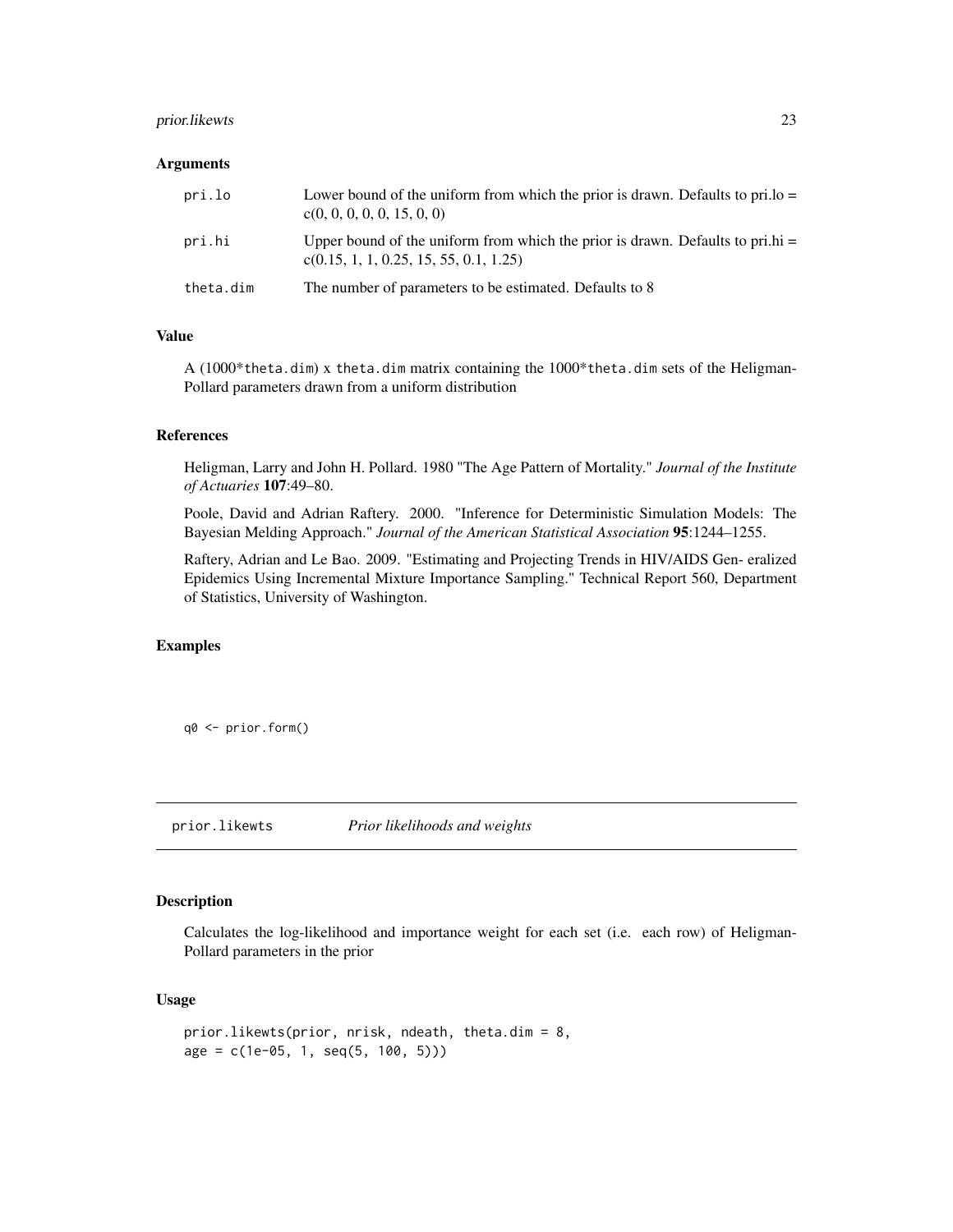### Arguments

| | |
|---|---|
| pri.lo | Lower bound of the uniform from which the prior is drawn. Defaults to pri.lo = c(0, 0, 0, 0, 0, 15, 0, 0) |
| pri.hi | Upper bound of the uniform from which the prior is drawn. Defaults to pri.hi = c(0.15, 1, 1, 0.25, 15, 55, 0.1, 1.25) |
| theta.dim | The number of parameters to be estimated. Defaults to 8 |

### Value

A (1000*`theta.dim`) x `theta.dim` matrix containing the 1000*`theta.dim` sets of the Heligman-Pollard parameters drawn from a uniform distribution

### References

Heligman, Larry and John H. Pollard. 1980 "The Age Pattern of Mortality." *Journal of the Institute of Actuaries* **107**:49–80.

Poole, David and Adrian Raftery. 2000. "Inference for Deterministic Simulation Models: The Bayesian Melding Approach." *Journal of the American Statistical Association* **95**:1244–1255.

Raftery, Adrian and Le Bao. 2009. "Estimating and Projecting Trends in HIV/AIDS Gen- eralized Epidemics Using Incremental Mixture Importance Sampling." Technical Report 560, Department of Statistics, University of Washington.

### Examples

```
q0 <- prior.form()
```

---

## prior.likewts — *Prior likelihoods and weights*

### Description

Calculates the log-likelihood and importance weight for each set (i.e. each row) of Heligman-Pollard parameters in the prior

### Usage

```
prior.likewts(prior, nrisk, ndeath, theta.dim = 8,
age = c(1e-05, 1, seq(5, 100, 5)))
```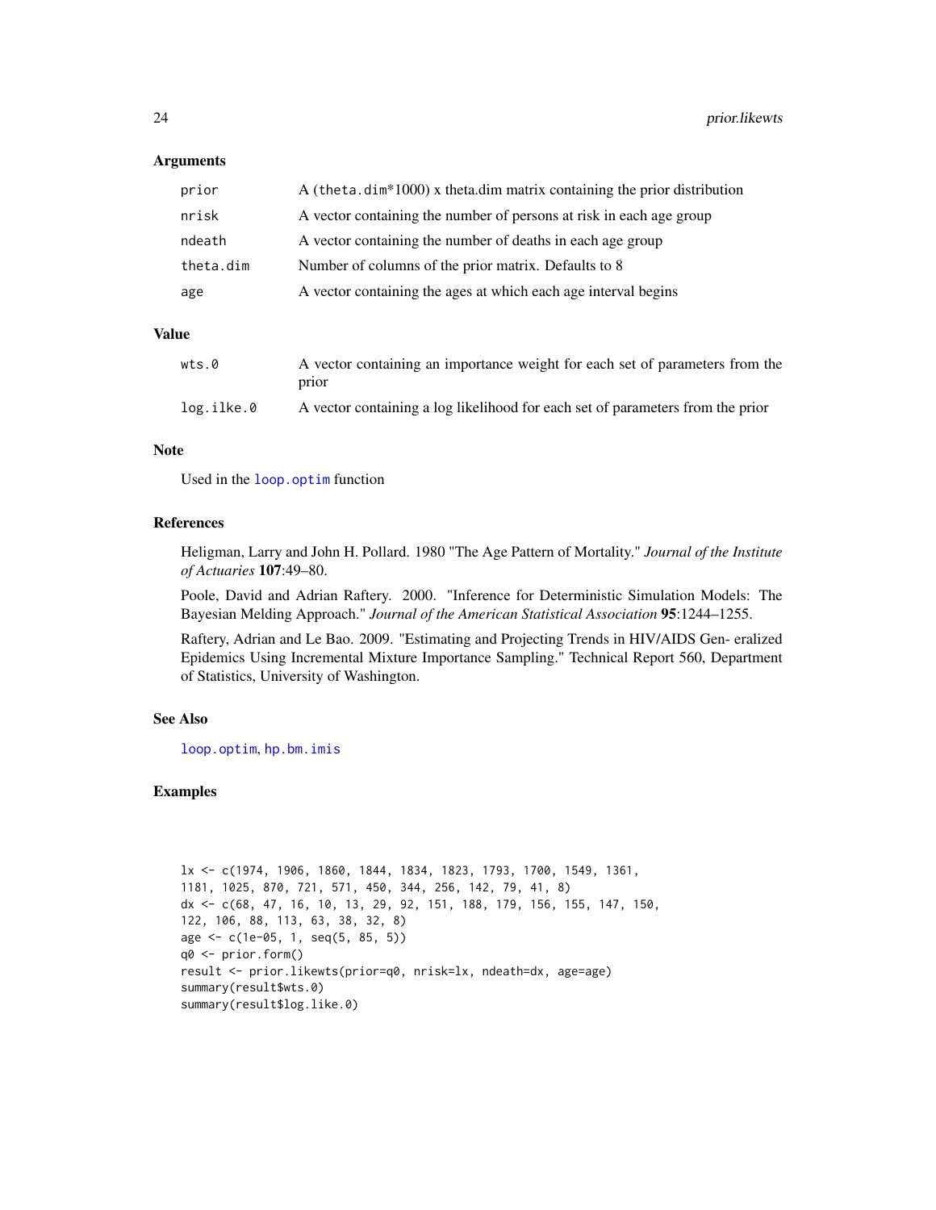### Arguments

| | |
|---|---|
| prior | A (theta.dim*1000) x theta.dim matrix containing the prior distribution |
| nrisk | A vector containing the number of persons at risk in each age group |
| ndeath | A vector containing the number of deaths in each age group |
| theta.dim | Number of columns of the prior matrix. Defaults to 8 |
| age | A vector containing the ages at which each age interval begins |

### Value

| | |
|---|---|
| wts.0 | A vector containing an importance weight for each set of parameters from the prior |
| log.ilke.0 | A vector containing a log likelihood for each set of parameters from the prior |

### Note

Used in the loop.optim function

### References

Heligman, Larry and John H. Pollard. 1980 "The Age Pattern of Mortality." *Journal of the Institute of Actuaries* **107**:49–80.

Poole, David and Adrian Raftery. 2000. "Inference for Deterministic Simulation Models: The Bayesian Melding Approach." *Journal of the American Statistical Association* **95**:1244–1255.

Raftery, Adrian and Le Bao. 2009. "Estimating and Projecting Trends in HIV/AIDS Gen- eralized Epidemics Using Incremental Mixture Importance Sampling." Technical Report 560, Department of Statistics, University of Washington.

### See Also

loop.optim, hp.bm.imis

### Examples

```
lx <- c(1974, 1906, 1860, 1844, 1834, 1823, 1793, 1700, 1549, 1361,
1181, 1025, 870, 721, 571, 450, 344, 256, 142, 79, 41, 8)
dx <- c(68, 47, 16, 10, 13, 29, 92, 151, 188, 179, 156, 155, 147, 150,
122, 106, 88, 113, 63, 38, 32, 8)
age <- c(1e-05, 1, seq(5, 85, 5))
q0 <- prior.form()
result <- prior.likewts(prior=q0, nrisk=lx, ndeath=dx, age=age)
summary(result$wts.0)
summary(result$log.like.0)
```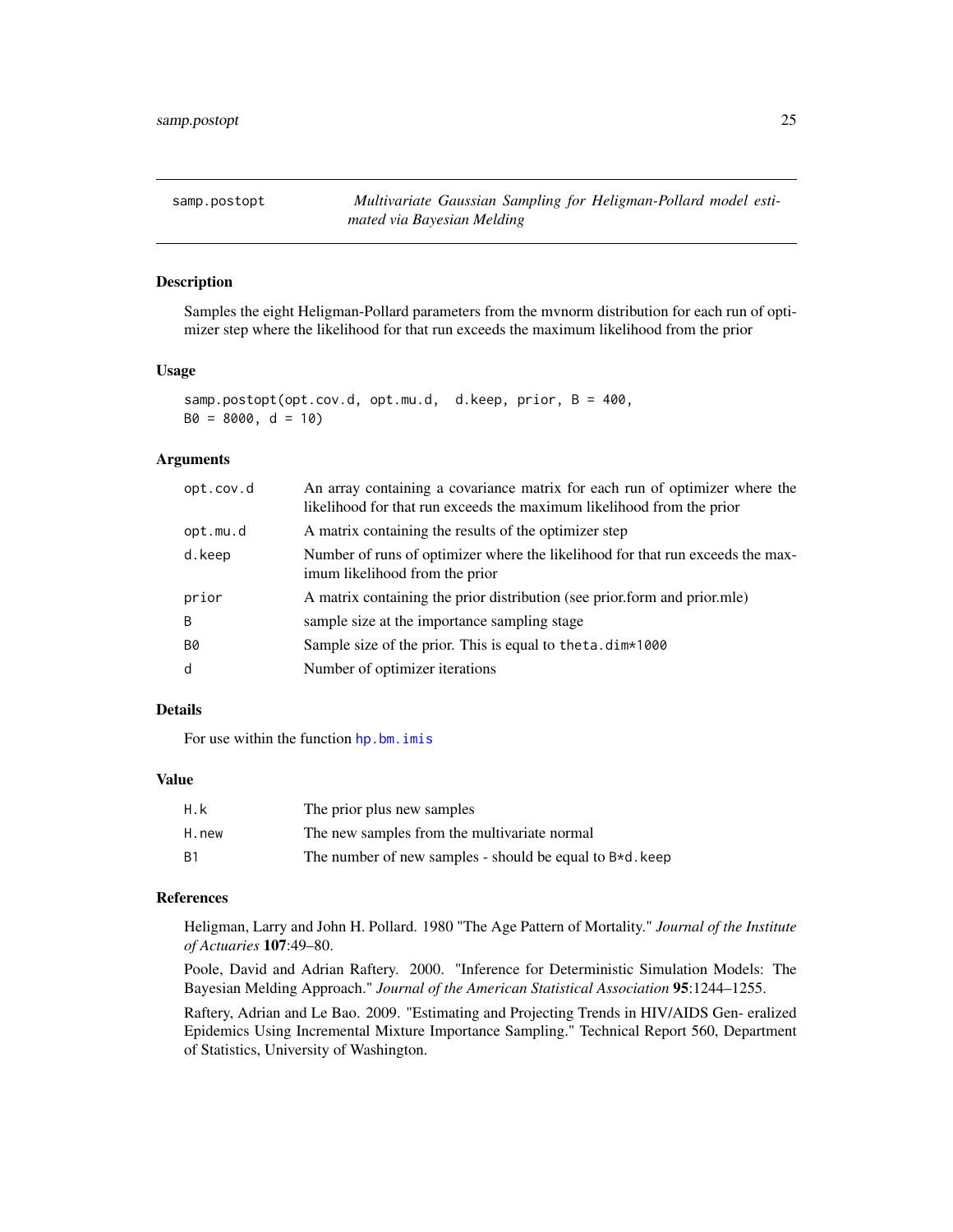# samp.postopt — *Multivariate Gaussian Sampling for Heligman-Pollard model estimated via Bayesian Melding*

## Description

Samples the eight Heligman-Pollard parameters from the mvnorm distribution for each run of optimizer step where the likelihood for that run exceeds the maximum likelihood from the prior

## Usage

```
samp.postopt(opt.cov.d, opt.mu.d,  d.keep, prior, B = 400,
B0 = 8000, d = 10)
```

## Arguments

| | |
|---|---|
| `opt.cov.d` | An array containing a covariance matrix for each run of optimizer where the likelihood for that run exceeds the maximum likelihood from the prior |
| `opt.mu.d` | A matrix containing the results of the optimizer step |
| `d.keep` | Number of runs of optimizer where the likelihood for that run exceeds the maximum likelihood from the prior |
| `prior` | A matrix containing the prior distribution (see prior.form and prior.mle) |
| `B` | sample size at the importance sampling stage |
| `B0` | Sample size of the prior. This is equal to `theta.dim*1000` |
| `d` | Number of optimizer iterations |

## Details

For use within the function `hp.bm.imis`

## Value

| | |
|---|---|
| `H.k` | The prior plus new samples |
| `H.new` | The new samples from the multivariate normal |
| `B1` | The number of new samples - should be equal to `B*d.keep` |

## References

Heligman, Larry and John H. Pollard. 1980 "The Age Pattern of Mortality." *Journal of the Institute of Actuaries* **107**:49–80.

Poole, David and Adrian Raftery. 2000. "Inference for Deterministic Simulation Models: The Bayesian Melding Approach." *Journal of the American Statistical Association* **95**:1244–1255.

Raftery, Adrian and Le Bao. 2009. "Estimating and Projecting Trends in HIV/AIDS Gen- eralized Epidemics Using Incremental Mixture Importance Sampling." Technical Report 560, Department of Statistics, University of Washington.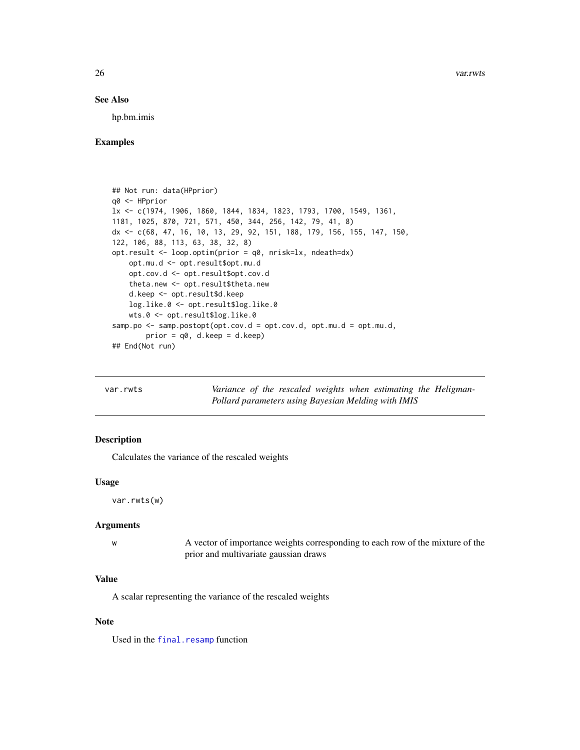### See Also

hp.bm.imis

### Examples

```
## Not run: data(HPprior)
q0 <- HPprior
lx <- c(1974, 1906, 1860, 1844, 1834, 1823, 1793, 1700, 1549, 1361,
1181, 1025, 870, 721, 571, 450, 344, 256, 142, 79, 41, 8)
dx <- c(68, 47, 16, 10, 13, 29, 92, 151, 188, 179, 156, 155, 147, 150,
122, 106, 88, 113, 63, 38, 32, 8)
opt.result <- loop.optim(prior = q0, nrisk=lx, ndeath=dx)
    opt.mu.d <- opt.result$opt.mu.d
    opt.cov.d <- opt.result$opt.cov.d
    theta.new <- opt.result$theta.new
    d.keep <- opt.result$d.keep
    log.like.0 <- opt.result$log.like.0
    wts.0 <- opt.result$log.like.0
samp.po <- samp.postopt(opt.cov.d = opt.cov.d, opt.mu.d = opt.mu.d,
        prior = q0, d.keep = d.keep)
## End(Not run)
```

---

## var.rwts — *Variance of the rescaled weights when estimating the Heligman-Pollard parameters using Bayesian Melding with IMIS*

### Description

Calculates the variance of the rescaled weights

### Usage

```
var.rwts(w)
```

### Arguments

| | |
|---|---|
| w | A vector of importance weights corresponding to each row of the mixture of the prior and multivariate gaussian draws |

### Value

A scalar representing the variance of the rescaled weights

### Note

Used in the `final.resamp` function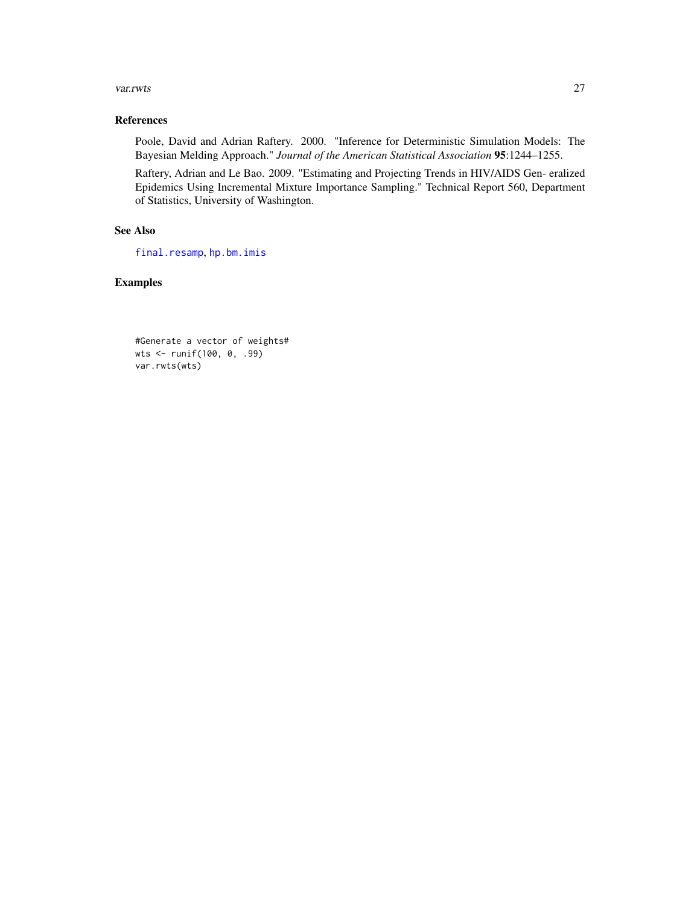## References

Poole, David and Adrian Raftery. 2000. "Inference for Deterministic Simulation Models: The Bayesian Melding Approach." *Journal of the American Statistical Association* **95**:1244–1255.

Raftery, Adrian and Le Bao. 2009. "Estimating and Projecting Trends in HIV/AIDS Gen- eralized Epidemics Using Incremental Mixture Importance Sampling." Technical Report 560, Department of Statistics, University of Washington.

## See Also

`final.resamp`, `hp.bm.imis`

## Examples

```
#Generate a vector of weights#
wts <- runif(100, 0, .99)
var.rwts(wts)
```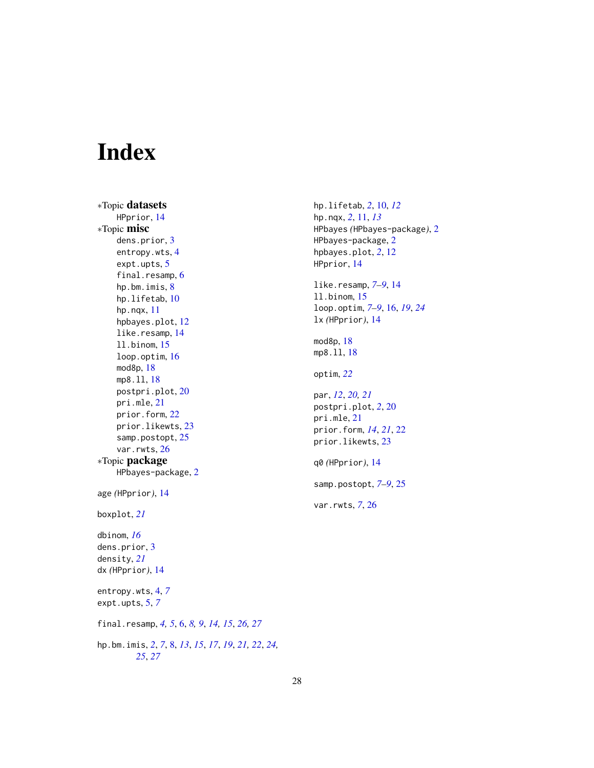# Index

*Topic **datasets**
- HPprior, 14

*Topic **misc**
- dens.prior, 3
- entropy.wts, 4
- expt.upts, 5
- final.resamp, 6
- hp.bm.imis, 8
- hp.lifetab, 10
- hp.nqx, 11
- hpbayes.plot, 12
- like.resamp, 14
- ll.binom, 15
- loop.optim, 16
- mod8p, 18
- mp8.ll, 18
- postpri.plot, 20
- pri.mle, 21
- prior.form, 22
- prior.likewts, 23
- samp.postopt, 25
- var.rwts, 26

*Topic **package**
- HPbayes-package, 2

age (HPprior), 14

boxplot, *21*

dbinom, *16*
dens.prior, 3
density, *21*
dx (HPprior), 14

entropy.wts, 4, *7*
expt.upts, 5, *7*

final.resamp, *4, 5*, 6, *8, 9*, *14, 15*, *26, 27*

hp.bm.imis, *2*, *7*, 8, *13*, *15*, *17*, *19*, *21, 22*, *24, 25*, *27*
hp.lifetab, *2*, 10, *12*
hp.nqx, *2*, 11, *13*
HPbayes (HPbayes-package), 2
HPbayes-package, 2
hpbayes.plot, *2*, 12
HPprior, 14

like.resamp, *7–9*, 14
ll.binom, 15
loop.optim, *7–9*, 16, *19*, *24*
lx (HPprior), 14

mod8p, 18
mp8.ll, 18

optim, *22*

par, *12*, *20, 21*
postpri.plot, *2*, 20
pri.mle, 21
prior.form, *14*, *21*, 22
prior.likewts, 23

q0 (HPprior), 14

samp.postopt, *7–9*, 25

var.rwts, *7*, 26